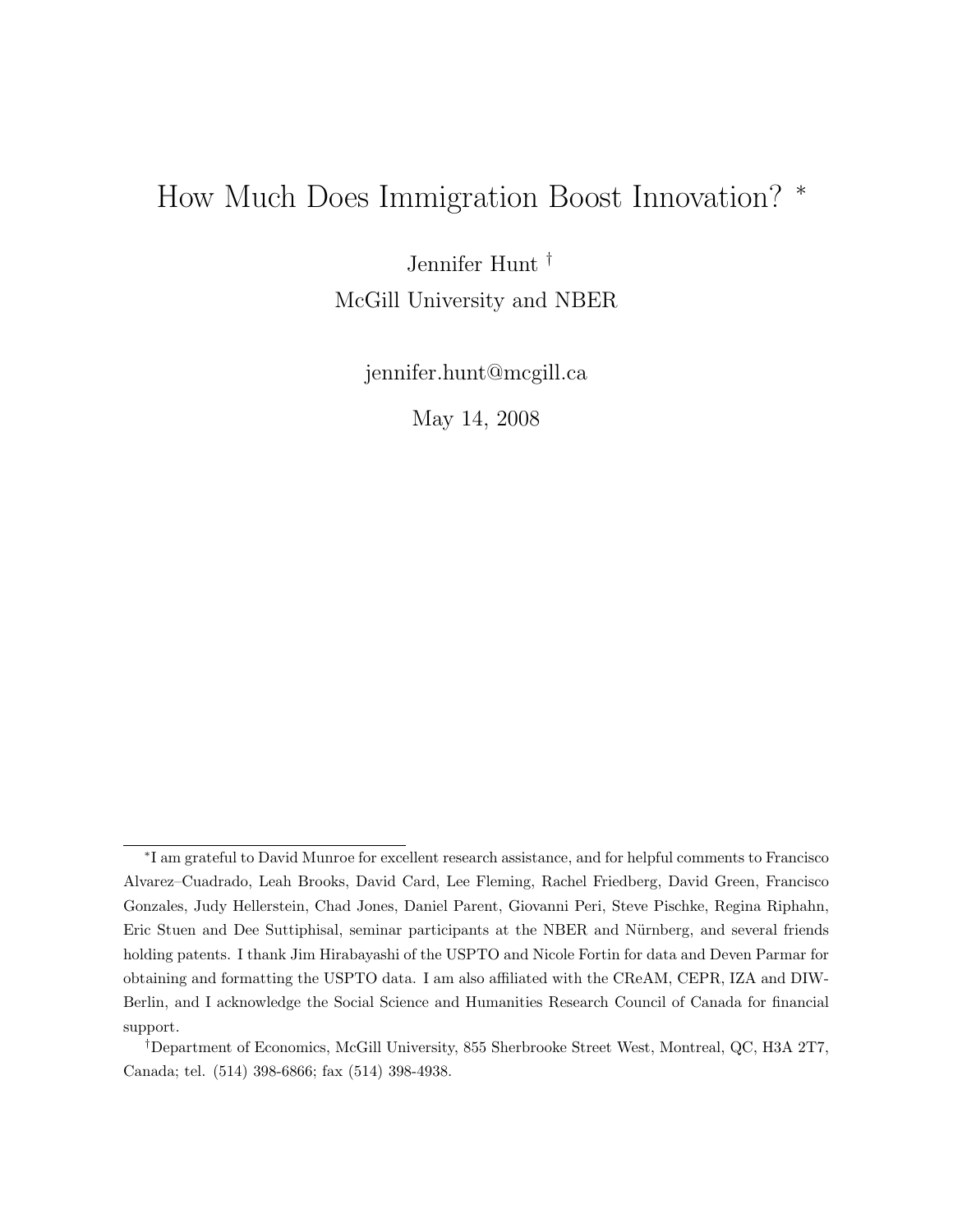# How Much Does Immigration Boost Innovation? *

Jennifer Hunt †

McGill University and NBER

jennifer.hunt@mcgill.ca

May 14, 2008

---

*I am grateful to David Munroe for excellent research assistance, and for helpful comments to Francisco Alvarez–Cuadrado, Leah Brooks, David Card, Lee Fleming, Rachel Friedberg, David Green, Francisco Gonzales, Judy Hellerstein, Chad Jones, Daniel Parent, Giovanni Peri, Steve Pischke, Regina Riphahn, Eric Stuen and Dee Suttiphisal, seminar participants at the NBER and Nürnberg, and several friends holding patents. I thank Jim Hirabayashi of the USPTO and Nicole Fortin for data and Deven Parmar for obtaining and formatting the USPTO data. I am also affiliated with the CReAM, CEPR, IZA and DIW-Berlin, and I acknowledge the Social Science and Humanities Research Council of Canada for financial support.

†Department of Economics, McGill University, 855 Sherbrooke Street West, Montreal, QC, H3A 2T7, Canada; tel. (514) 398-6866; fax (514) 398-4938.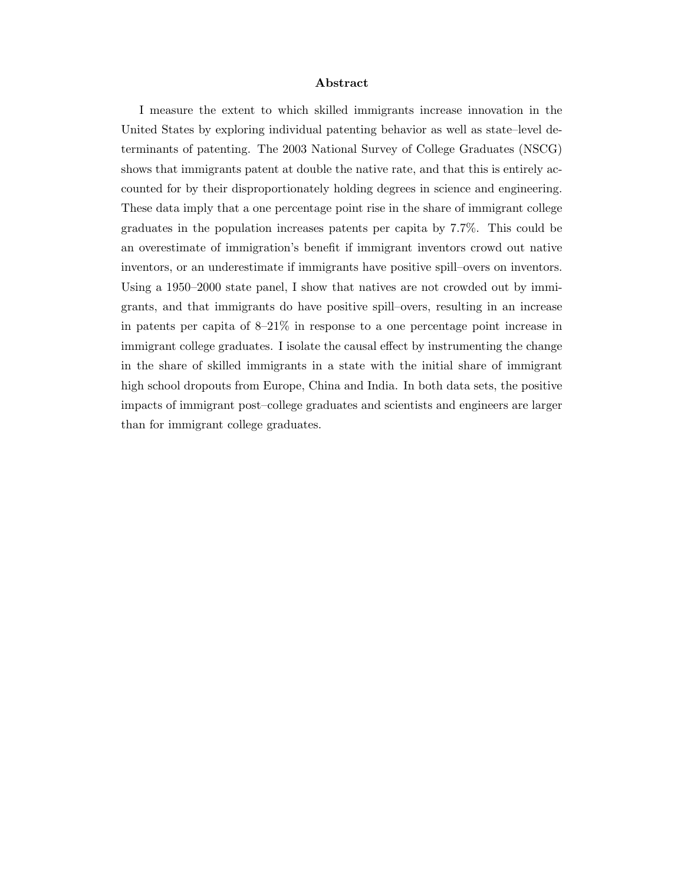## Abstract

I measure the extent to which skilled immigrants increase innovation in the United States by exploring individual patenting behavior as well as state–level determinants of patenting. The 2003 National Survey of College Graduates (NSCG) shows that immigrants patent at double the native rate, and that this is entirely accounted for by their disproportionately holding degrees in science and engineering. These data imply that a one percentage point rise in the share of immigrant college graduates in the population increases patents per capita by 7.7%. This could be an overestimate of immigration's benefit if immigrant inventors crowd out native inventors, or an underestimate if immigrants have positive spill–overs on inventors. Using a 1950–2000 state panel, I show that natives are not crowded out by immigrants, and that immigrants do have positive spill–overs, resulting in an increase in patents per capita of 8–21% in response to a one percentage point increase in immigrant college graduates. I isolate the causal effect by instrumenting the change in the share of skilled immigrants in a state with the initial share of immigrant high school dropouts from Europe, China and India. In both data sets, the positive impacts of immigrant post–college graduates and scientists and engineers are larger than for immigrant college graduates.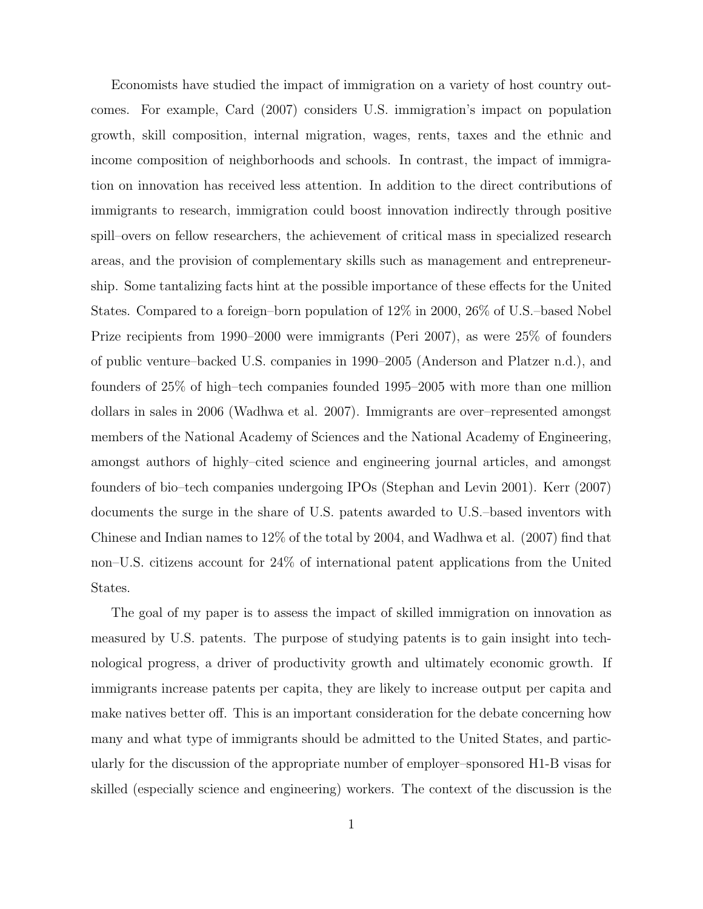Economists have studied the impact of immigration on a variety of host country outcomes. For example, Card (2007) considers U.S. immigration's impact on population growth, skill composition, internal migration, wages, rents, taxes and the ethnic and income composition of neighborhoods and schools. In contrast, the impact of immigration on innovation has received less attention. In addition to the direct contributions of immigrants to research, immigration could boost innovation indirectly through positive spill–overs on fellow researchers, the achievement of critical mass in specialized research areas, and the provision of complementary skills such as management and entrepreneurship. Some tantalizing facts hint at the possible importance of these effects for the United States. Compared to a foreign–born population of 12% in 2000, 26% of U.S.–based Nobel Prize recipients from 1990–2000 were immigrants (Peri 2007), as were 25% of founders of public venture–backed U.S. companies in 1990–2005 (Anderson and Platzer n.d.), and founders of 25% of high–tech companies founded 1995–2005 with more than one million dollars in sales in 2006 (Wadhwa et al. 2007). Immigrants are over–represented amongst members of the National Academy of Sciences and the National Academy of Engineering, amongst authors of highly–cited science and engineering journal articles, and amongst founders of bio–tech companies undergoing IPOs (Stephan and Levin 2001). Kerr (2007) documents the surge in the share of U.S. patents awarded to U.S.–based inventors with Chinese and Indian names to 12% of the total by 2004, and Wadhwa et al. (2007) find that non–U.S. citizens account for 24% of international patent applications from the United States.

The goal of my paper is to assess the impact of skilled immigration on innovation as measured by U.S. patents. The purpose of studying patents is to gain insight into technological progress, a driver of productivity growth and ultimately economic growth. If immigrants increase patents per capita, they are likely to increase output per capita and make natives better off. This is an important consideration for the debate concerning how many and what type of immigrants should be admitted to the United States, and particularly for the discussion of the appropriate number of employer–sponsored H1-B visas for skilled (especially science and engineering) workers. The context of the discussion is the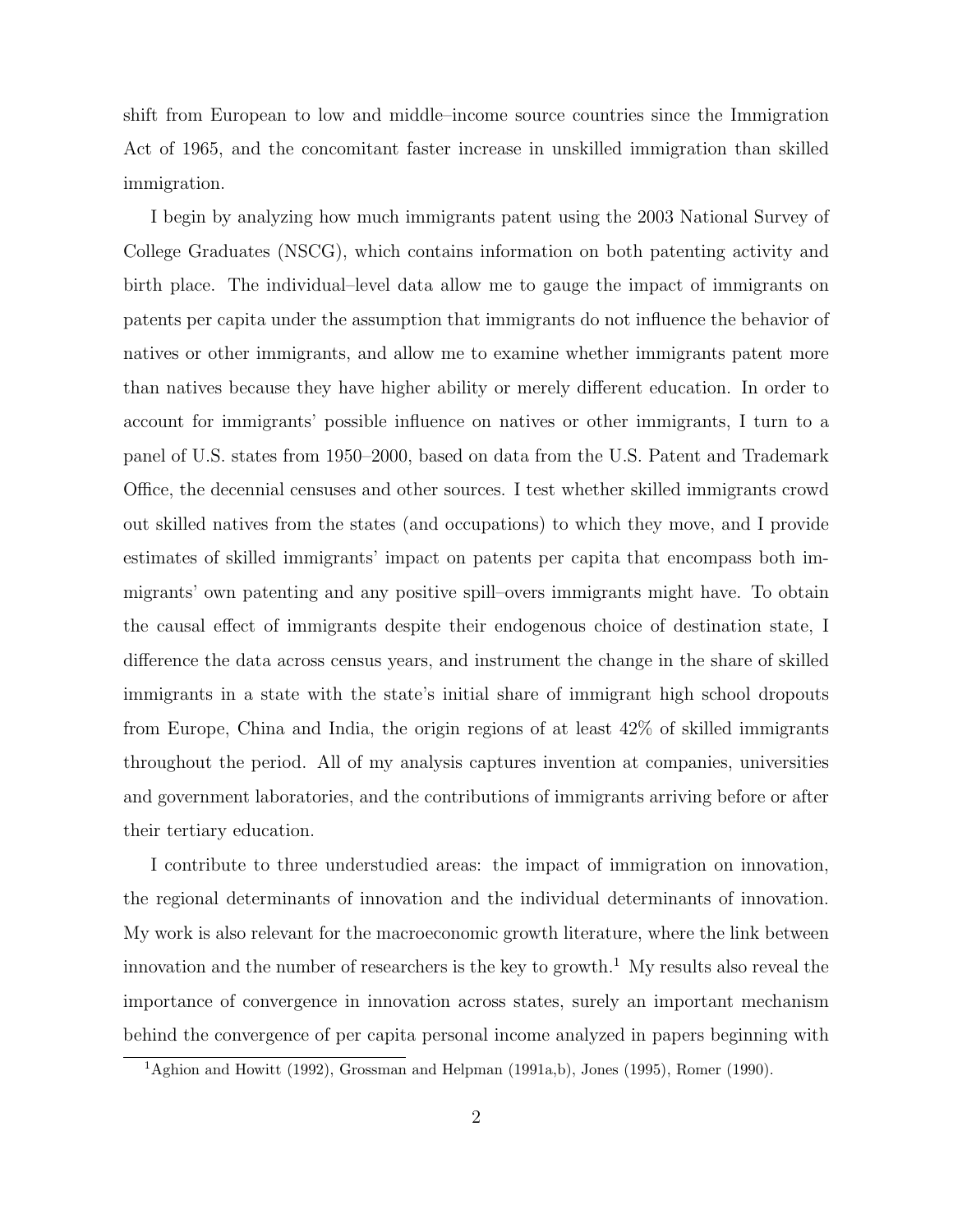shift from European to low and middle–income source countries since the Immigration Act of 1965, and the concomitant faster increase in unskilled immigration than skilled immigration.

I begin by analyzing how much immigrants patent using the 2003 National Survey of College Graduates (NSCG), which contains information on both patenting activity and birth place. The individual–level data allow me to gauge the impact of immigrants on patents per capita under the assumption that immigrants do not influence the behavior of natives or other immigrants, and allow me to examine whether immigrants patent more than natives because they have higher ability or merely different education. In order to account for immigrants' possible influence on natives or other immigrants, I turn to a panel of U.S. states from 1950–2000, based on data from the U.S. Patent and Trademark Office, the decennial censuses and other sources. I test whether skilled immigrants crowd out skilled natives from the states (and occupations) to which they move, and I provide estimates of skilled immigrants' impact on patents per capita that encompass both immigrants' own patenting and any positive spill–overs immigrants might have. To obtain the causal effect of immigrants despite their endogenous choice of destination state, I difference the data across census years, and instrument the change in the share of skilled immigrants in a state with the state's initial share of immigrant high school dropouts from Europe, China and India, the origin regions of at least 42% of skilled immigrants throughout the period. All of my analysis captures invention at companies, universities and government laboratories, and the contributions of immigrants arriving before or after their tertiary education.

I contribute to three understudied areas: the impact of immigration on innovation, the regional determinants of innovation and the individual determinants of innovation. My work is also relevant for the macroeconomic growth literature, where the link between innovation and the number of researchers is the key to growth.[1] My results also reveal the importance of convergence in innovation across states, surely an important mechanism behind the convergence of per capita personal income analyzed in papers beginning with

[1] Aghion and Howitt (1992), Grossman and Helpman (1991a,b), Jones (1995), Romer (1990).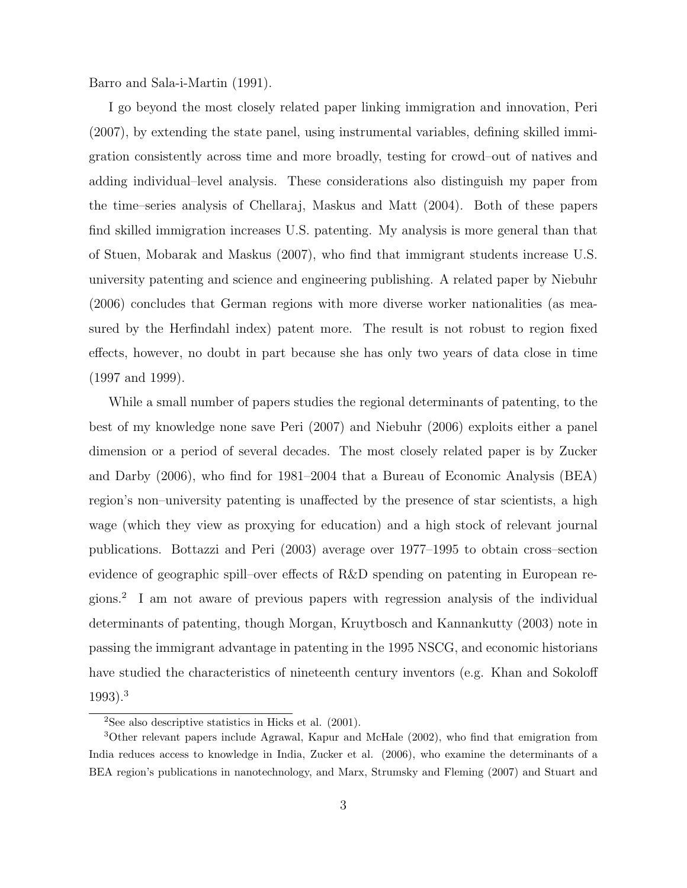Barro and Sala-i-Martin (1991).

I go beyond the most closely related paper linking immigration and innovation, Peri (2007), by extending the state panel, using instrumental variables, defining skilled immigration consistently across time and more broadly, testing for crowd–out of natives and adding individual–level analysis. These considerations also distinguish my paper from the time–series analysis of Chellaraj, Maskus and Matt (2004). Both of these papers find skilled immigration increases U.S. patenting. My analysis is more general than that of Stuen, Mobarak and Maskus (2007), who find that immigrant students increase U.S. university patenting and science and engineering publishing. A related paper by Niebuhr (2006) concludes that German regions with more diverse worker nationalities (as measured by the Herfindahl index) patent more. The result is not robust to region fixed effects, however, no doubt in part because she has only two years of data close in time (1997 and 1999).

While a small number of papers studies the regional determinants of patenting, to the best of my knowledge none save Peri (2007) and Niebuhr (2006) exploits either a panel dimension or a period of several decades. The most closely related paper is by Zucker and Darby (2006), who find for 1981–2004 that a Bureau of Economic Analysis (BEA) region's non–university patenting is unaffected by the presence of star scientists, a high wage (which they view as proxying for education) and a high stock of relevant journal publications. Bottazzi and Peri (2003) average over 1977–1995 to obtain cross–section evidence of geographic spill–over effects of R&D spending on patenting in European regions.[2] I am not aware of previous papers with regression analysis of the individual determinants of patenting, though Morgan, Kruytbosch and Kannankutty (2003) note in passing the immigrant advantage in patenting in the 1995 NSCG, and economic historians have studied the characteristics of nineteenth century inventors (e.g. Khan and Sokoloff 1993).[3]

[2]See also descriptive statistics in Hicks et al. (2001).

[3]Other relevant papers include Agrawal, Kapur and McHale (2002), who find that emigration from India reduces access to knowledge in India, Zucker et al. (2006), who examine the determinants of a BEA region's publications in nanotechnology, and Marx, Strumsky and Fleming (2007) and Stuart and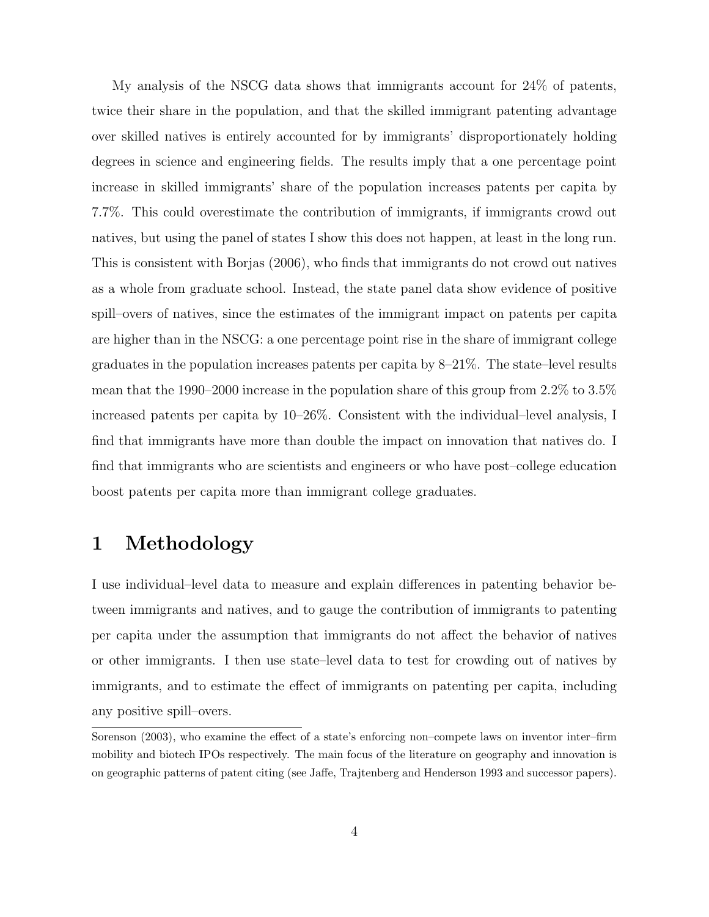My analysis of the NSCG data shows that immigrants account for 24% of patents, twice their share in the population, and that the skilled immigrant patenting advantage over skilled natives is entirely accounted for by immigrants' disproportionately holding degrees in science and engineering fields. The results imply that a one percentage point increase in skilled immigrants' share of the population increases patents per capita by 7.7%. This could overestimate the contribution of immigrants, if immigrants crowd out natives, but using the panel of states I show this does not happen, at least in the long run. This is consistent with Borjas (2006), who finds that immigrants do not crowd out natives as a whole from graduate school. Instead, the state panel data show evidence of positive spill–overs of natives, since the estimates of the immigrant impact on patents per capita are higher than in the NSCG: a one percentage point rise in the share of immigrant college graduates in the population increases patents per capita by 8–21%. The state–level results mean that the 1990–2000 increase in the population share of this group from 2.2% to 3.5% increased patents per capita by 10–26%. Consistent with the individual–level analysis, I find that immigrants have more than double the impact on innovation that natives do. I find that immigrants who are scientists and engineers or who have post–college education boost patents per capita more than immigrant college graduates.

# 1 Methodology

I use individual–level data to measure and explain differences in patenting behavior between immigrants and natives, and to gauge the contribution of immigrants to patenting per capita under the assumption that immigrants do not affect the behavior of natives or other immigrants. I then use state–level data to test for crowding out of natives by immigrants, and to estimate the effect of immigrants on patenting per capita, including any positive spill–overs.

Sorenson (2003), who examine the effect of a state's enforcing non–compete laws on inventor inter–firm mobility and biotech IPOs respectively. The main focus of the literature on geography and innovation is on geographic patterns of patent citing (see Jaffe, Trajtenberg and Henderson 1993 and successor papers).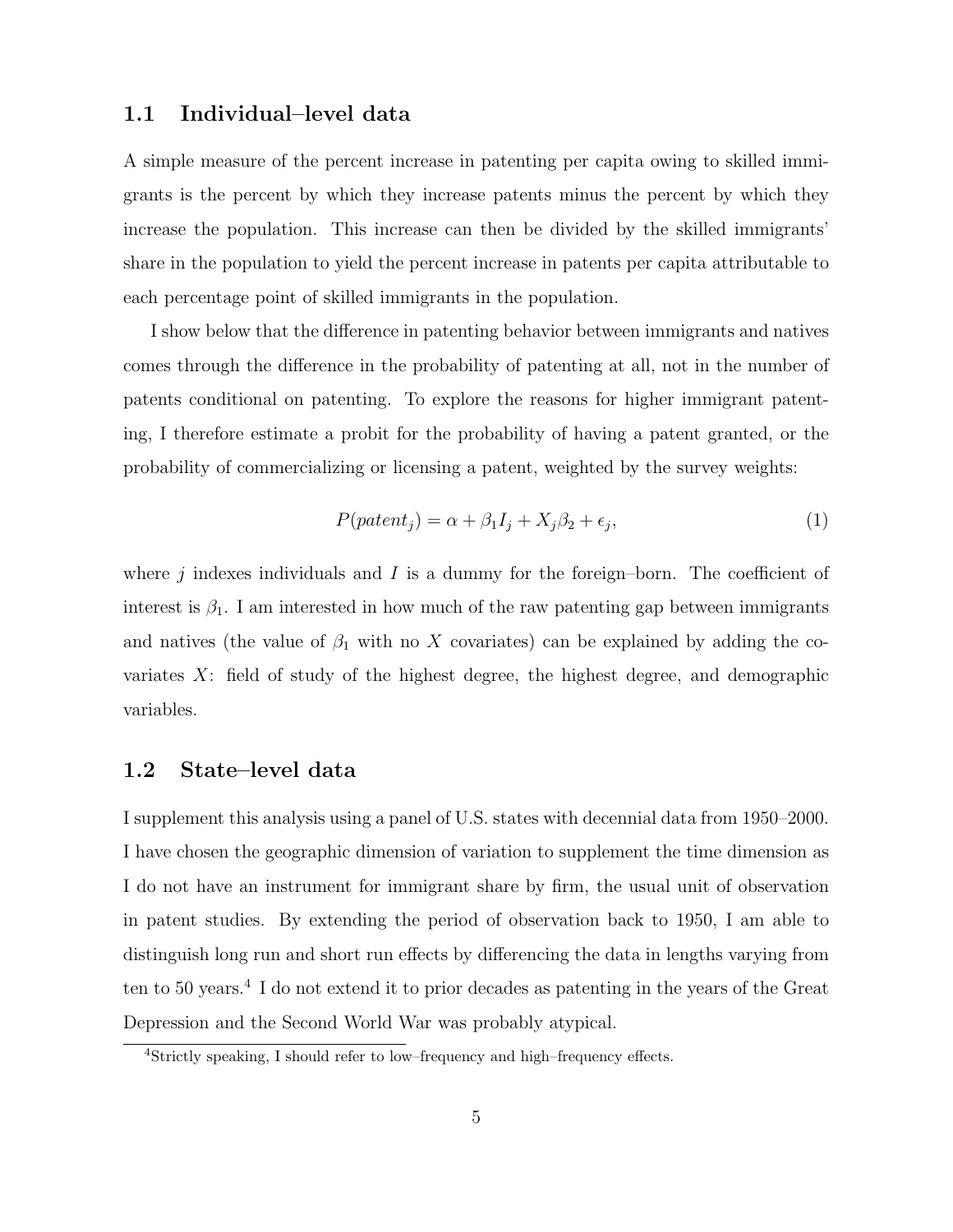### 1.1 Individual–level data

A simple measure of the percent increase in patenting per capita owing to skilled immigrants is the percent by which they increase patents minus the percent by which they increase the population. This increase can then be divided by the skilled immigrants' share in the population to yield the percent increase in patents per capita attributable to each percentage point of skilled immigrants in the population.

I show below that the difference in patenting behavior between immigrants and natives comes through the difference in the probability of patenting at all, not in the number of patents conditional on patenting. To explore the reasons for higher immigrant patenting, I therefore estimate a probit for the probability of having a patent granted, or the probability of commercializing or licensing a patent, weighted by the survey weights:

$$P(patent_j) = \alpha + \beta_1 I_j + X_j \beta_2 + \epsilon_j, \tag{1}$$

where $j$ indexes individuals and $I$ is a dummy for the foreign–born. The coefficient of interest is $\beta_1$. I am interested in how much of the raw patenting gap between immigrants and natives (the value of $\beta_1$ with no $X$ covariates) can be explained by adding the covariates $X$: field of study of the highest degree, the highest degree, and demographic variables.

### 1.2 State–level data

I supplement this analysis using a panel of U.S. states with decennial data from 1950–2000. I have chosen the geographic dimension of variation to supplement the time dimension as I do not have an instrument for immigrant share by firm, the usual unit of observation in patent studies. By extending the period of observation back to 1950, I am able to distinguish long run and short run effects by differencing the data in lengths varying from ten to 50 years.[4] I do not extend it to prior decades as patenting in the years of the Great Depression and the Second World War was probably atypical.

[4] Strictly speaking, I should refer to low–frequency and high–frequency effects.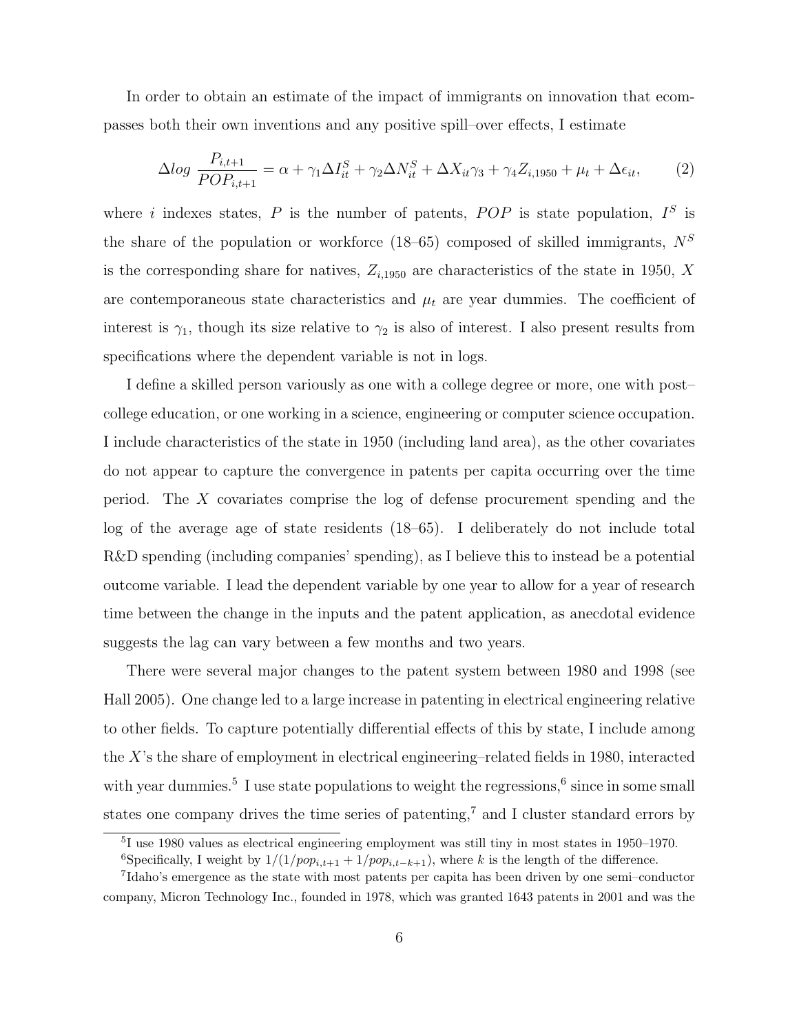In order to obtain an estimate of the impact of immigrants on innovation that ecompasses both their own inventions and any positive spill–over effects, I estimate

$$\Delta log\ \frac{P_{i,t+1}}{POP_{i,t+1}} = \alpha + \gamma_1 \Delta I^S_{it} + \gamma_2 \Delta N^S_{it} + \Delta X_{it}\gamma_3 + \gamma_4 Z_{i,1950} + \mu_t + \Delta\epsilon_{it}, \qquad (2)$$

where $i$ indexes states, $P$ is the number of patents, $POP$ is state population, $I^S$ is the share of the population or workforce (18–65) composed of skilled immigrants, $N^S$ is the corresponding share for natives, $Z_{i,1950}$ are characteristics of the state in 1950, $X$ are contemporaneous state characteristics and $\mu_t$ are year dummies. The coefficient of interest is $\gamma_1$, though its size relative to $\gamma_2$ is also of interest. I also present results from specifications where the dependent variable is not in logs.

I define a skilled person variously as one with a college degree or more, one with post–college education, or one working in a science, engineering or computer science occupation. I include characteristics of the state in 1950 (including land area), as the other covariates do not appear to capture the convergence in patents per capita occurring over the time period. The $X$ covariates comprise the log of defense procurement spending and the log of the average age of state residents (18–65). I deliberately do not include total R&D spending (including companies' spending), as I believe this to instead be a potential outcome variable. I lead the dependent variable by one year to allow for a year of research time between the change in the inputs and the patent application, as anecdotal evidence suggests the lag can vary between a few months and two years.

There were several major changes to the patent system between 1980 and 1998 (see Hall 2005). One change led to a large increase in patenting in electrical engineering relative to other fields. To capture potentially differential effects of this by state, I include among the $X$'s the share of employment in electrical engineering–related fields in 1980, interacted with year dummies.[5] I use state populations to weight the regressions,[6] since in some small states one company drives the time series of patenting,[7] and I cluster standard errors by

[5] I use 1980 values as electrical engineering employment was still tiny in most states in 1950–1970.

[6] Specifically, I weight by $1/(1/pop_{i,t+1} + 1/pop_{i,t-k+1})$, where $k$ is the length of the difference.

[7] Idaho's emergence as the state with most patents per capita has been driven by one semi–conductor company, Micron Technology Inc., founded in 1978, which was granted 1643 patents in 2001 and was the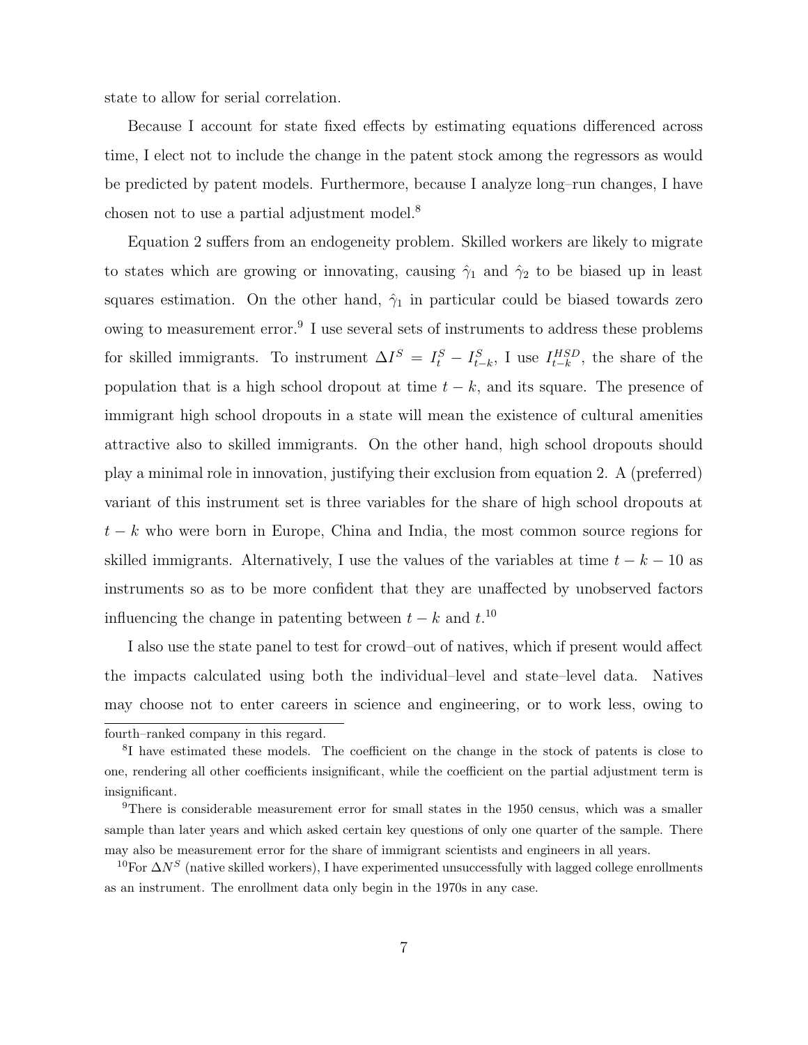state to allow for serial correlation.

Because I account for state fixed effects by estimating equations differenced across time, I elect not to include the change in the patent stock among the regressors as would be predicted by patent models. Furthermore, because I analyze long–run changes, I have chosen not to use a partial adjustment model.[8]

Equation 2 suffers from an endogeneity problem. Skilled workers are likely to migrate to states which are growing or innovating, causing $\hat{\gamma}_1$ and $\hat{\gamma}_2$ to be biased up in least squares estimation. On the other hand, $\hat{\gamma}_1$ in particular could be biased towards zero owing to measurement error.[9] I use several sets of instruments to address these problems for skilled immigrants. To instrument $\Delta I^S = I^S_t - I^S_{t-k}$, I use $I^{HSD}_{t-k}$, the share of the population that is a high school dropout at time $t-k$, and its square. The presence of immigrant high school dropouts in a state will mean the existence of cultural amenities attractive also to skilled immigrants. On the other hand, high school dropouts should play a minimal role in innovation, justifying their exclusion from equation 2. A (preferred) variant of this instrument set is three variables for the share of high school dropouts at $t-k$ who were born in Europe, China and India, the most common source regions for skilled immigrants. Alternatively, I use the values of the variables at time $t-k-10$ as instruments so as to be more confident that they are unaffected by unobserved factors influencing the change in patenting between $t-k$ and $t$.[10]

I also use the state panel to test for crowd–out of natives, which if present would affect the impacts calculated using both the individual–level and state–level data. Natives may choose not to enter careers in science and engineering, or to work less, owing to

---

fourth–ranked company in this regard.

[8] I have estimated these models. The coefficient on the change in the stock of patents is close to one, rendering all other coefficients insignificant, while the coefficient on the partial adjustment term is insignificant.

[9] There is considerable measurement error for small states in the 1950 census, which was a smaller sample than later years and which asked certain key questions of only one quarter of the sample. There may also be measurement error for the share of immigrant scientists and engineers in all years.

[10] For $\Delta N^S$ (native skilled workers), I have experimented unsuccessfully with lagged college enrollments as an instrument. The enrollment data only begin in the 1970s in any case.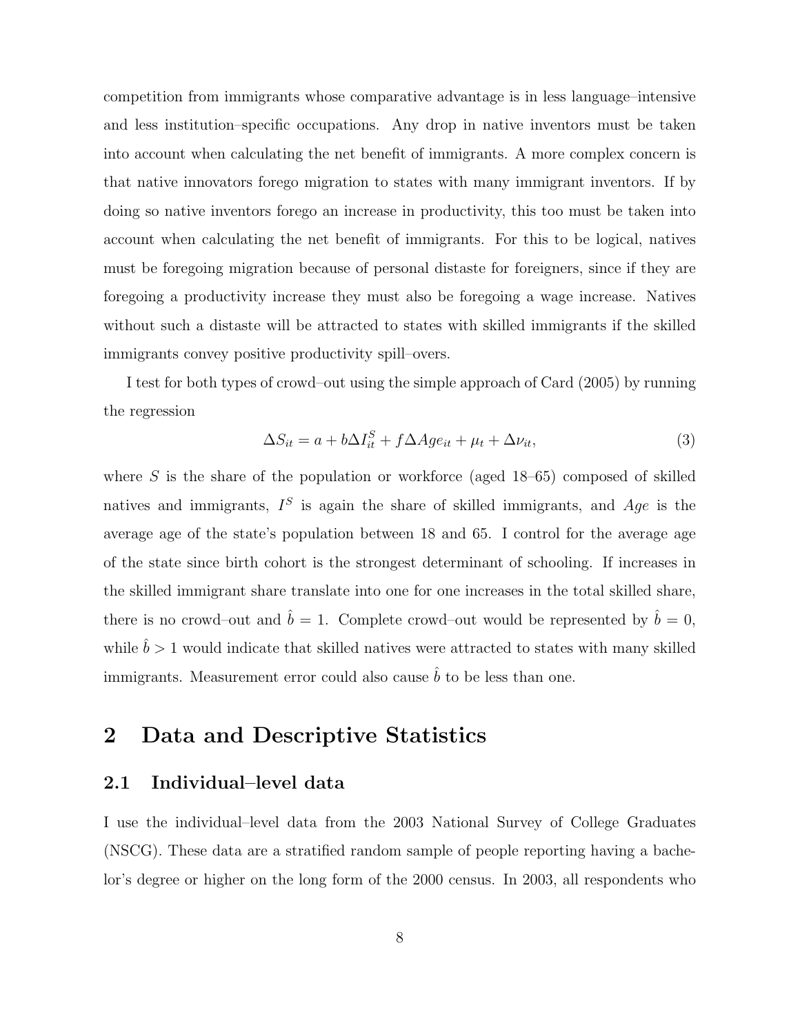competition from immigrants whose comparative advantage is in less language–intensive and less institution–specific occupations. Any drop in native inventors must be taken into account when calculating the net benefit of immigrants. A more complex concern is that native innovators forego migration to states with many immigrant inventors. If by doing so native inventors forego an increase in productivity, this too must be taken into account when calculating the net benefit of immigrants. For this to be logical, natives must be foregoing migration because of personal distaste for foreigners, since if they are foregoing a productivity increase they must also be foregoing a wage increase. Natives without such a distaste will be attracted to states with skilled immigrants if the skilled immigrants convey positive productivity spill–overs.

I test for both types of crowd–out using the simple approach of Card (2005) by running the regression

$$\Delta S_{it} = a + b\Delta I^S_{it} + f\Delta Age_{it} + \mu_t + \Delta\nu_{it}, \tag{3}$$

where $S$ is the share of the population or workforce (aged 18–65) composed of skilled natives and immigrants, $I^S$ is again the share of skilled immigrants, and $Age$ is the average age of the state's population between 18 and 65. I control for the average age of the state since birth cohort is the strongest determinant of schooling. If increases in the skilled immigrant share translate into one for one increases in the total skilled share, there is no crowd–out and $\hat{b} = 1$. Complete crowd–out would be represented by $\hat{b} = 0$, while $\hat{b} > 1$ would indicate that skilled natives were attracted to states with many skilled immigrants. Measurement error could also cause $\hat{b}$ to be less than one.

## 2 Data and Descriptive Statistics

### 2.1 Individual–level data

I use the individual–level data from the 2003 National Survey of College Graduates (NSCG). These data are a stratified random sample of people reporting having a bachelor's degree or higher on the long form of the 2000 census. In 2003, all respondents who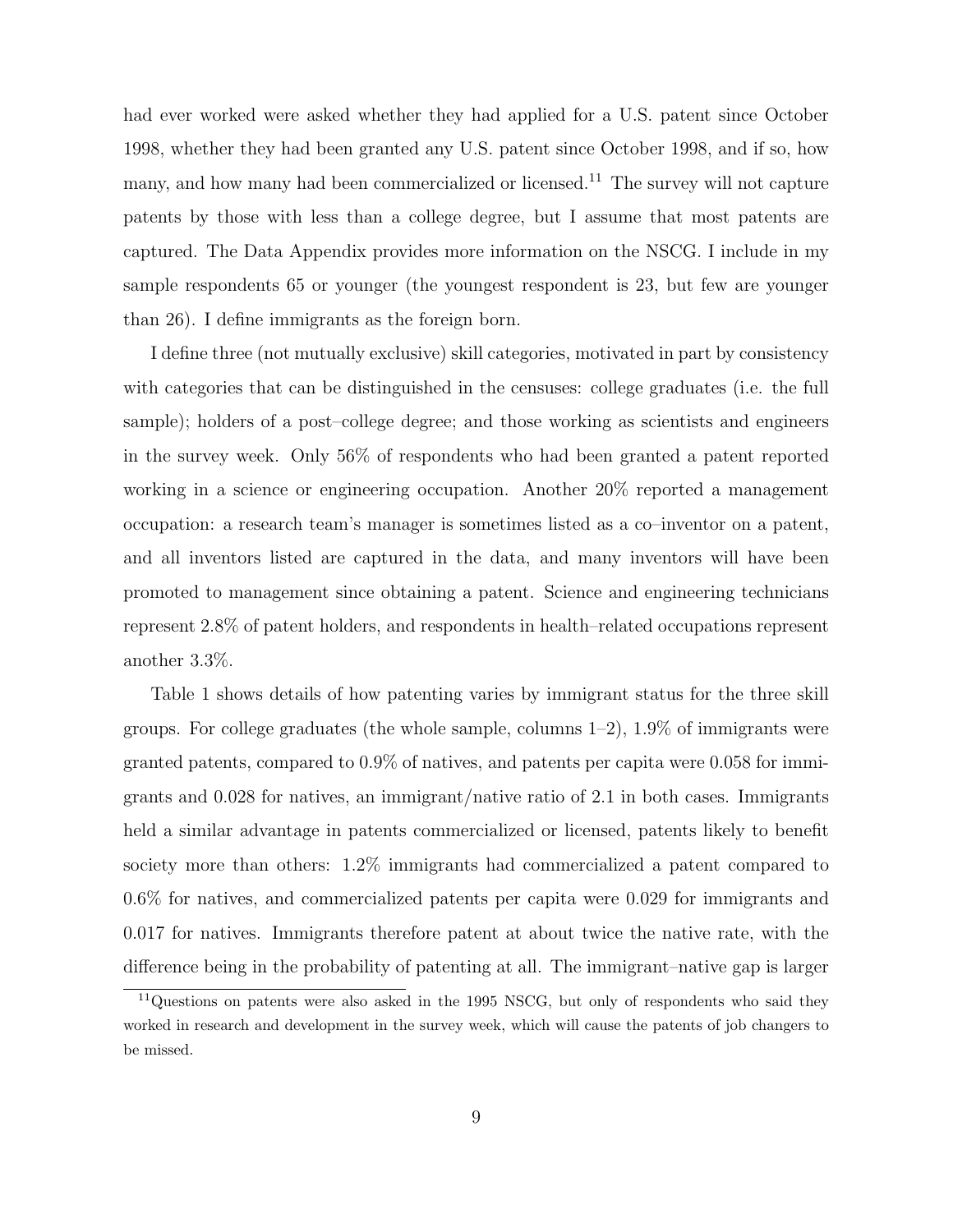had ever worked were asked whether they had applied for a U.S. patent since October 1998, whether they had been granted any U.S. patent since October 1998, and if so, how many, and how many had been commercialized or licensed.[11] The survey will not capture patents by those with less than a college degree, but I assume that most patents are captured. The Data Appendix provides more information on the NSCG. I include in my sample respondents 65 or younger (the youngest respondent is 23, but few are younger than 26). I define immigrants as the foreign born.

I define three (not mutually exclusive) skill categories, motivated in part by consistency with categories that can be distinguished in the censuses: college graduates (i.e. the full sample); holders of a post–college degree; and those working as scientists and engineers in the survey week. Only 56% of respondents who had been granted a patent reported working in a science or engineering occupation. Another 20% reported a management occupation: a research team's manager is sometimes listed as a co–inventor on a patent, and all inventors listed are captured in the data, and many inventors will have been promoted to management since obtaining a patent. Science and engineering technicians represent 2.8% of patent holders, and respondents in health–related occupations represent another 3.3%.

Table 1 shows details of how patenting varies by immigrant status for the three skill groups. For college graduates (the whole sample, columns 1–2), 1.9% of immigrants were granted patents, compared to 0.9% of natives, and patents per capita were 0.058 for immigrants and 0.028 for natives, an immigrant/native ratio of 2.1 in both cases. Immigrants held a similar advantage in patents commercialized or licensed, patents likely to benefit society more than others: 1.2% immigrants had commercialized a patent compared to 0.6% for natives, and commercialized patents per capita were 0.029 for immigrants and 0.017 for natives. Immigrants therefore patent at about twice the native rate, with the difference being in the probability of patenting at all. The immigrant–native gap is larger

[11] Questions on patents were also asked in the 1995 NSCG, but only of respondents who said they worked in research and development in the survey week, which will cause the patents of job changers to be missed.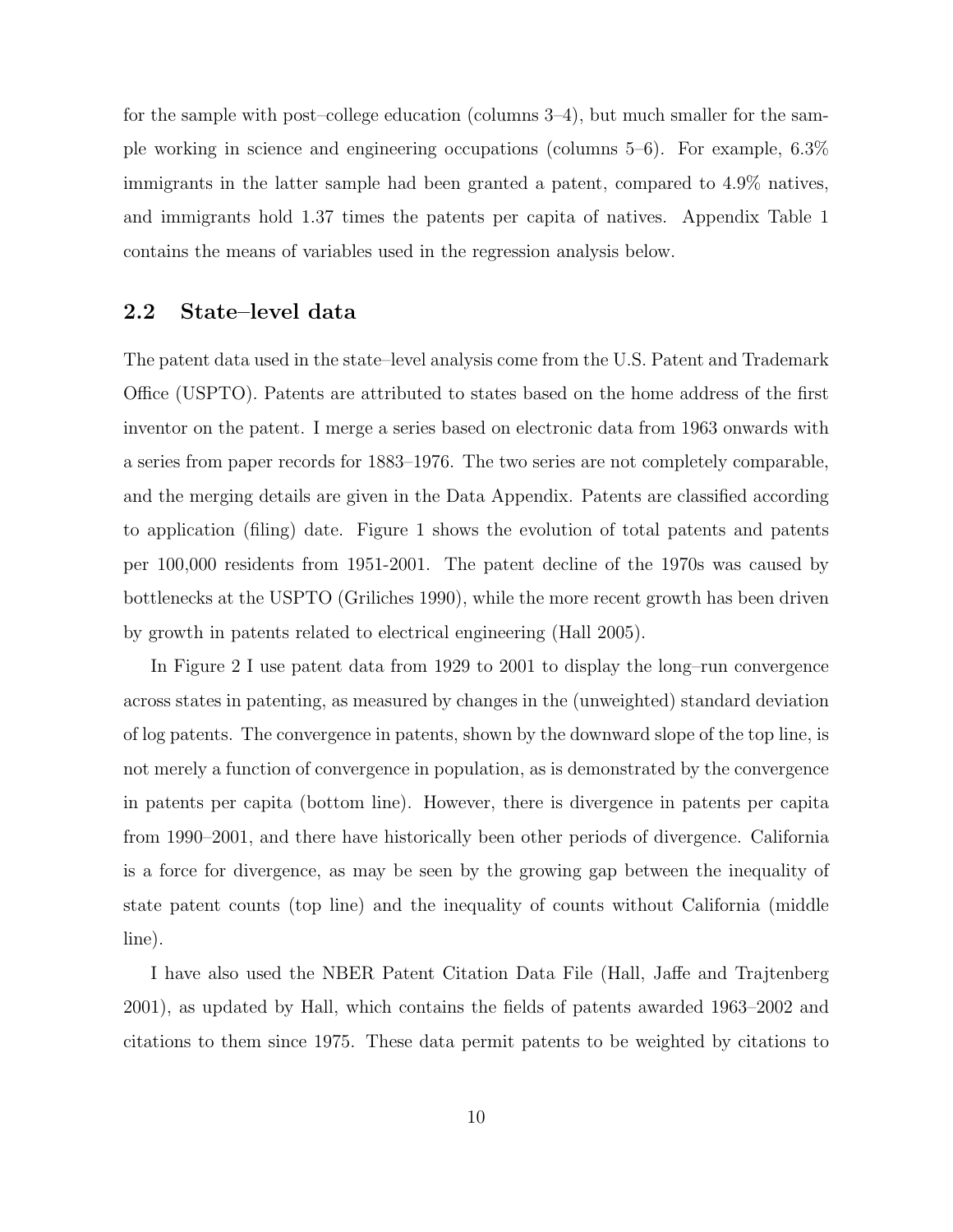for the sample with post–college education (columns 3–4), but much smaller for the sample working in science and engineering occupations (columns 5–6). For example, 6.3% immigrants in the latter sample had been granted a patent, compared to 4.9% natives, and immigrants hold 1.37 times the patents per capita of natives. Appendix Table 1 contains the means of variables used in the regression analysis below.

## 2.2 State–level data

The patent data used in the state–level analysis come from the U.S. Patent and Trademark Office (USPTO). Patents are attributed to states based on the home address of the first inventor on the patent. I merge a series based on electronic data from 1963 onwards with a series from paper records for 1883–1976. The two series are not completely comparable, and the merging details are given in the Data Appendix. Patents are classified according to application (filing) date. Figure 1 shows the evolution of total patents and patents per 100,000 residents from 1951-2001. The patent decline of the 1970s was caused by bottlenecks at the USPTO (Griliches 1990), while the more recent growth has been driven by growth in patents related to electrical engineering (Hall 2005).

In Figure 2 I use patent data from 1929 to 2001 to display the long–run convergence across states in patenting, as measured by changes in the (unweighted) standard deviation of log patents. The convergence in patents, shown by the downward slope of the top line, is not merely a function of convergence in population, as is demonstrated by the convergence in patents per capita (bottom line). However, there is divergence in patents per capita from 1990–2001, and there have historically been other periods of divergence. California is a force for divergence, as may be seen by the growing gap between the inequality of state patent counts (top line) and the inequality of counts without California (middle line).

I have also used the NBER Patent Citation Data File (Hall, Jaffe and Trajtenberg 2001), as updated by Hall, which contains the fields of patents awarded 1963–2002 and citations to them since 1975. These data permit patents to be weighted by citations to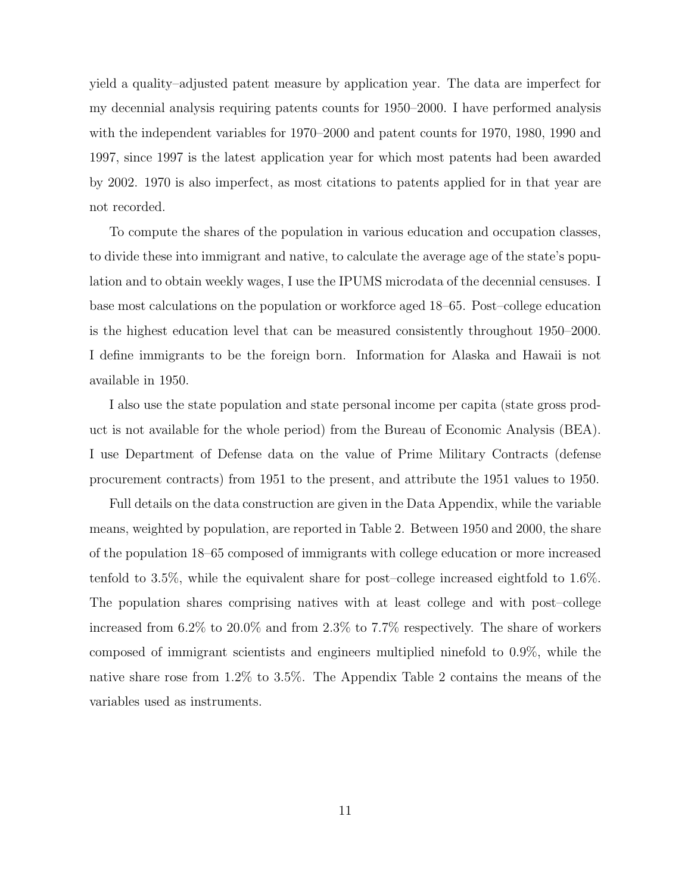yield a quality–adjusted patent measure by application year. The data are imperfect for my decennial analysis requiring patents counts for 1950–2000. I have performed analysis with the independent variables for 1970–2000 and patent counts for 1970, 1980, 1990 and 1997, since 1997 is the latest application year for which most patents had been awarded by 2002. 1970 is also imperfect, as most citations to patents applied for in that year are not recorded.

To compute the shares of the population in various education and occupation classes, to divide these into immigrant and native, to calculate the average age of the state's population and to obtain weekly wages, I use the IPUMS microdata of the decennial censuses. I base most calculations on the population or workforce aged 18–65. Post–college education is the highest education level that can be measured consistently throughout 1950–2000. I define immigrants to be the foreign born. Information for Alaska and Hawaii is not available in 1950.

I also use the state population and state personal income per capita (state gross product is not available for the whole period) from the Bureau of Economic Analysis (BEA). I use Department of Defense data on the value of Prime Military Contracts (defense procurement contracts) from 1951 to the present, and attribute the 1951 values to 1950.

Full details on the data construction are given in the Data Appendix, while the variable means, weighted by population, are reported in Table 2. Between 1950 and 2000, the share of the population 18–65 composed of immigrants with college education or more increased tenfold to 3.5%, while the equivalent share for post–college increased eightfold to 1.6%. The population shares comprising natives with at least college and with post–college increased from 6.2% to 20.0% and from 2.3% to 7.7% respectively. The share of workers composed of immigrant scientists and engineers multiplied ninefold to 0.9%, while the native share rose from 1.2% to 3.5%. The Appendix Table 2 contains the means of the variables used as instruments.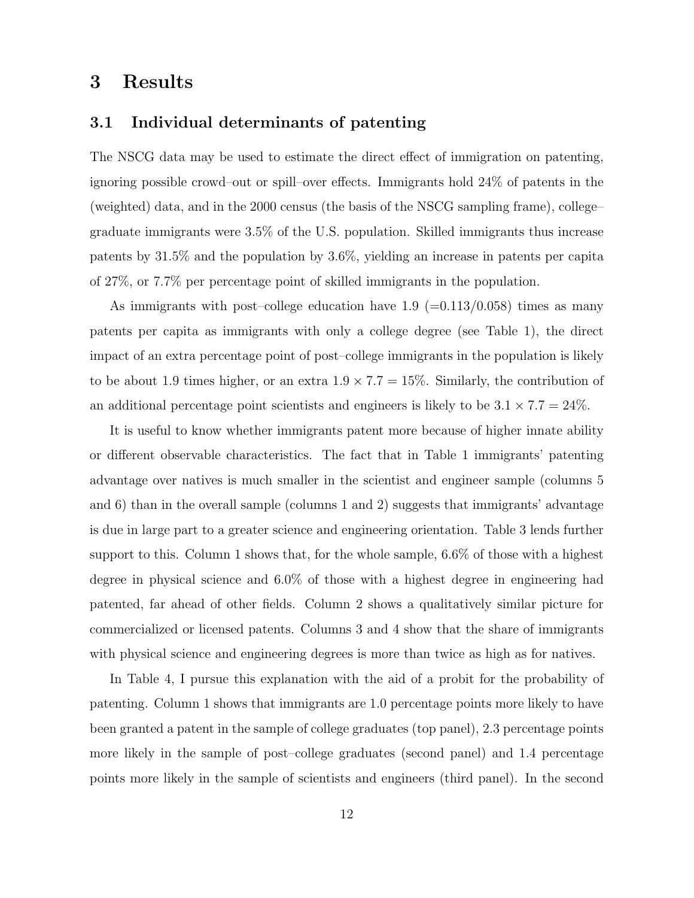# 3 Results

## 3.1 Individual determinants of patenting

The NSCG data may be used to estimate the direct effect of immigration on patenting, ignoring possible crowd–out or spill–over effects. Immigrants hold 24% of patents in the (weighted) data, and in the 2000 census (the basis of the NSCG sampling frame), college–graduate immigrants were 3.5% of the U.S. population. Skilled immigrants thus increase patents by 31.5% and the population by 3.6%, yielding an increase in patents per capita of 27%, or 7.7% per percentage point of skilled immigrants in the population.

As immigrants with post–college education have 1.9 (=0.113/0.058) times as many patents per capita as immigrants with only a college degree (see Table 1), the direct impact of an extra percentage point of post–college immigrants in the population is likely to be about 1.9 times higher, or an extra $1.9 \times 7.7 = 15\%$. Similarly, the contribution of an additional percentage point scientists and engineers is likely to be $3.1 \times 7.7 = 24\%$.

It is useful to know whether immigrants patent more because of higher innate ability or different observable characteristics. The fact that in Table 1 immigrants' patenting advantage over natives is much smaller in the scientist and engineer sample (columns 5 and 6) than in the overall sample (columns 1 and 2) suggests that immigrants' advantage is due in large part to a greater science and engineering orientation. Table 3 lends further support to this. Column 1 shows that, for the whole sample, 6.6% of those with a highest degree in physical science and 6.0% of those with a highest degree in engineering had patented, far ahead of other fields. Column 2 shows a qualitatively similar picture for commercialized or licensed patents. Columns 3 and 4 show that the share of immigrants with physical science and engineering degrees is more than twice as high as for natives.

In Table 4, I pursue this explanation with the aid of a probit for the probability of patenting. Column 1 shows that immigrants are 1.0 percentage points more likely to have been granted a patent in the sample of college graduates (top panel), 2.3 percentage points more likely in the sample of post–college graduates (second panel) and 1.4 percentage points more likely in the sample of scientists and engineers (third panel). In the second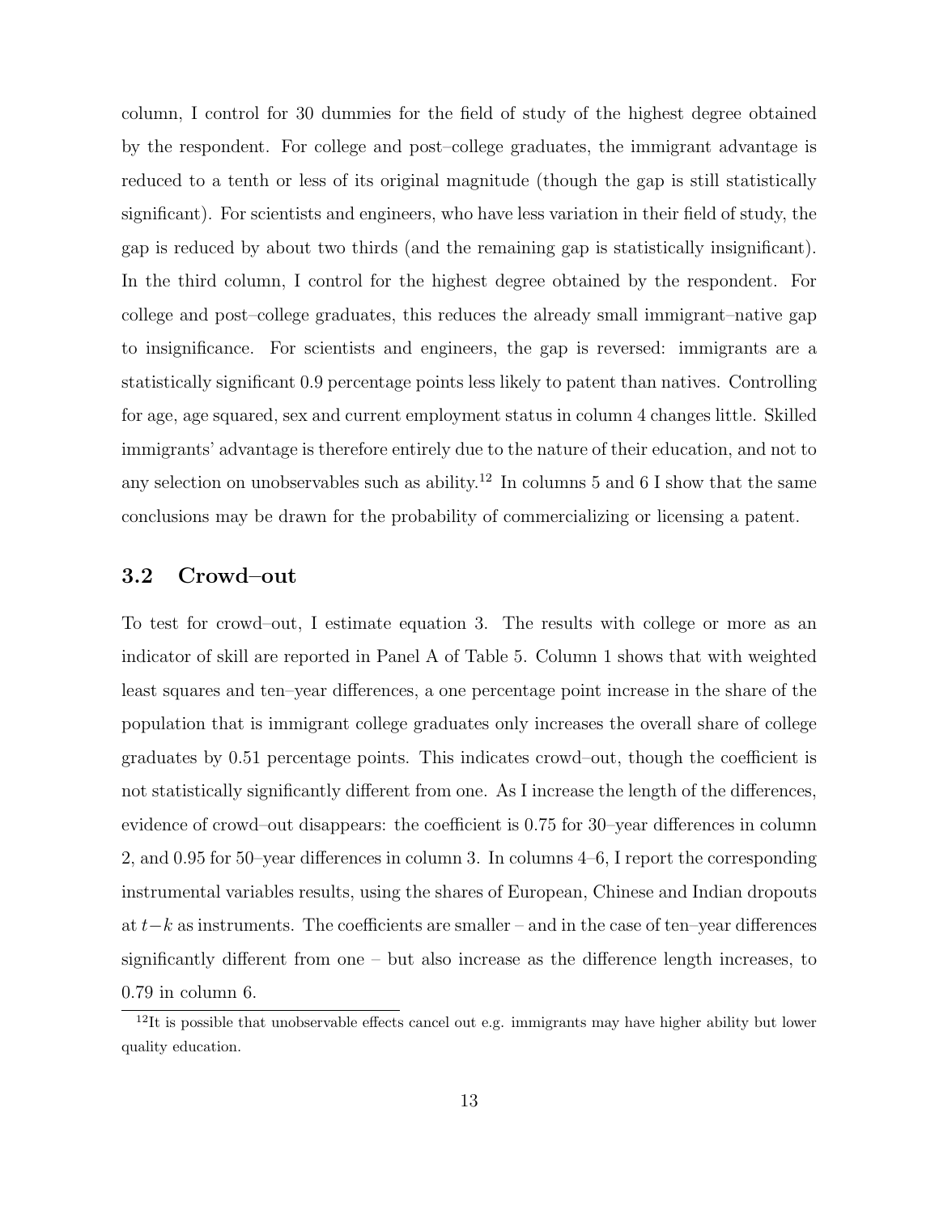column, I control for 30 dummies for the field of study of the highest degree obtained by the respondent. For college and post–college graduates, the immigrant advantage is reduced to a tenth or less of its original magnitude (though the gap is still statistically significant). For scientists and engineers, who have less variation in their field of study, the gap is reduced by about two thirds (and the remaining gap is statistically insignificant). In the third column, I control for the highest degree obtained by the respondent. For college and post–college graduates, this reduces the already small immigrant–native gap to insignificance. For scientists and engineers, the gap is reversed: immigrants are a statistically significant 0.9 percentage points less likely to patent than natives. Controlling for age, age squared, sex and current employment status in column 4 changes little. Skilled immigrants' advantage is therefore entirely due to the nature of their education, and not to any selection on unobservables such as ability.[12] In columns 5 and 6 I show that the same conclusions may be drawn for the probability of commercializing or licensing a patent.

## 3.2 Crowd–out

To test for crowd–out, I estimate equation 3. The results with college or more as an indicator of skill are reported in Panel A of Table 5. Column 1 shows that with weighted least squares and ten–year differences, a one percentage point increase in the share of the population that is immigrant college graduates only increases the overall share of college graduates by 0.51 percentage points. This indicates crowd–out, though the coefficient is not statistically significantly different from one. As I increase the length of the differences, evidence of crowd–out disappears: the coefficient is 0.75 for 30–year differences in column 2, and 0.95 for 50–year differences in column 3. In columns 4–6, I report the corresponding instrumental variables results, using the shares of European, Chinese and Indian dropouts at $t-k$ as instruments. The coefficients are smaller – and in the case of ten–year differences significantly different from one – but also increase as the difference length increases, to 0.79 in column 6.

[12] It is possible that unobservable effects cancel out e.g. immigrants may have higher ability but lower quality education.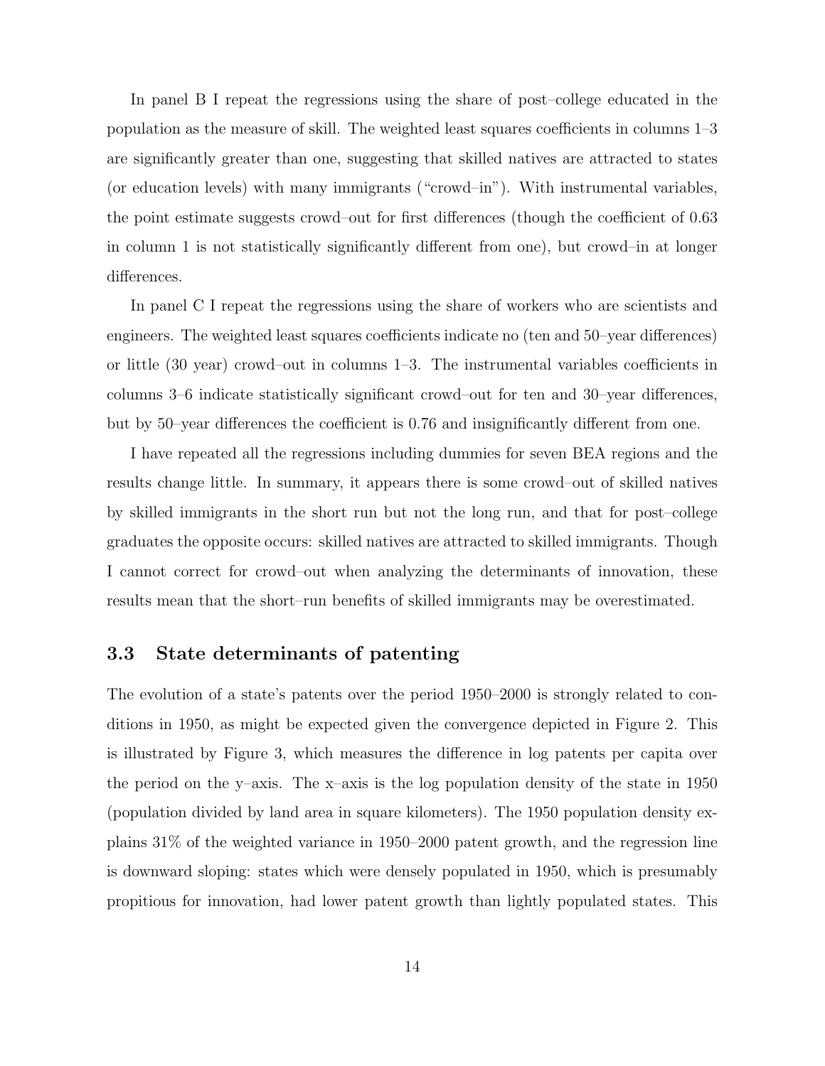In panel B I repeat the regressions using the share of post–college educated in the population as the measure of skill. The weighted least squares coefficients in columns 1–3 are significantly greater than one, suggesting that skilled natives are attracted to states (or education levels) with many immigrants ("crowd–in"). With instrumental variables, the point estimate suggests crowd–out for first differences (though the coefficient of 0.63 in column 1 is not statistically significantly different from one), but crowd–in at longer differences.

In panel C I repeat the regressions using the share of workers who are scientists and engineers. The weighted least squares coefficients indicate no (ten and 50–year differences) or little (30 year) crowd–out in columns 1–3. The instrumental variables coefficients in columns 3–6 indicate statistically significant crowd–out for ten and 30–year differences, but by 50–year differences the coefficient is 0.76 and insignificantly different from one.

I have repeated all the regressions including dummies for seven BEA regions and the results change little. In summary, it appears there is some crowd–out of skilled natives by skilled immigrants in the short run but not the long run, and that for post–college graduates the opposite occurs: skilled natives are attracted to skilled immigrants. Though I cannot correct for crowd–out when analyzing the determinants of innovation, these results mean that the short–run benefits of skilled immigrants may be overestimated.

## 3.3 State determinants of patenting

The evolution of a state's patents over the period 1950–2000 is strongly related to conditions in 1950, as might be expected given the convergence depicted in Figure 2. This is illustrated by Figure 3, which measures the difference in log patents per capita over the period on the y–axis. The x–axis is the log population density of the state in 1950 (population divided by land area in square kilometers). The 1950 population density explains 31% of the weighted variance in 1950–2000 patent growth, and the regression line is downward sloping: states which were densely populated in 1950, which is presumably propitious for innovation, had lower patent growth than lightly populated states. This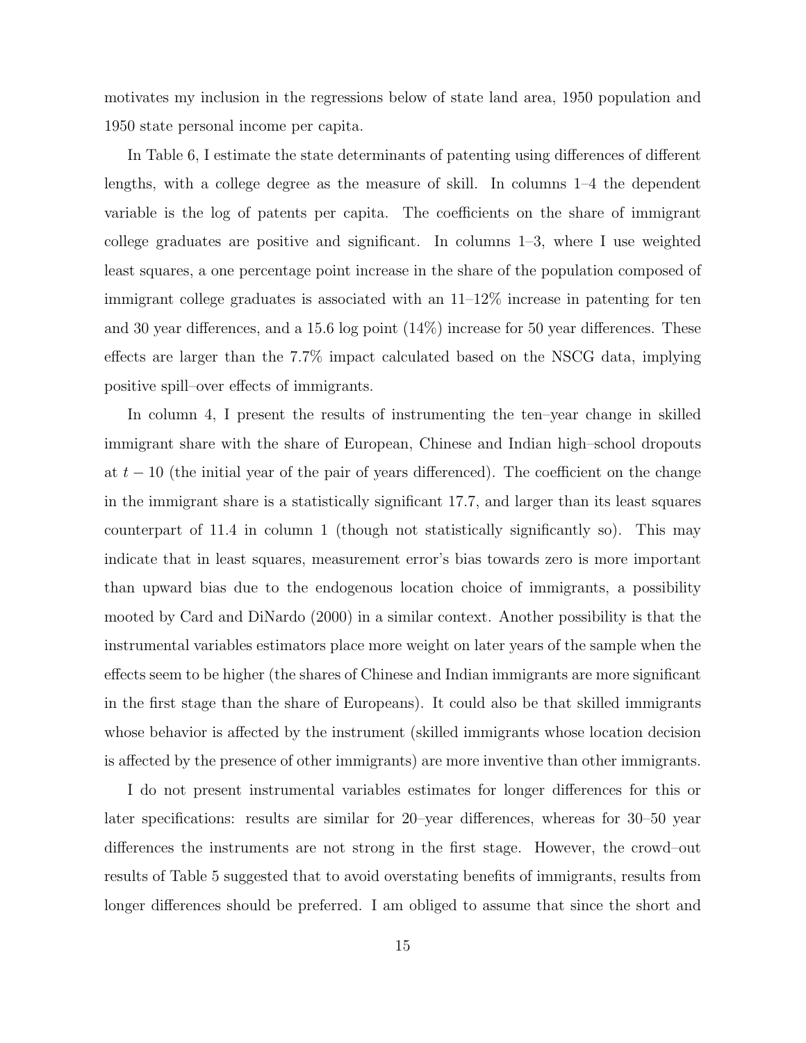motivates my inclusion in the regressions below of state land area, 1950 population and 1950 state personal income per capita.

In Table 6, I estimate the state determinants of patenting using differences of different lengths, with a college degree as the measure of skill. In columns 1–4 the dependent variable is the log of patents per capita. The coefficients on the share of immigrant college graduates are positive and significant. In columns 1–3, where I use weighted least squares, a one percentage point increase in the share of the population composed of immigrant college graduates is associated with an 11–12% increase in patenting for ten and 30 year differences, and a 15.6 log point (14%) increase for 50 year differences. These effects are larger than the 7.7% impact calculated based on the NSCG data, implying positive spill–over effects of immigrants.

In column 4, I present the results of instrumenting the ten–year change in skilled immigrant share with the share of European, Chinese and Indian high–school dropouts at $t - 10$ (the initial year of the pair of years differenced). The coefficient on the change in the immigrant share is a statistically significant 17.7, and larger than its least squares counterpart of 11.4 in column 1 (though not statistically significantly so). This may indicate that in least squares, measurement error's bias towards zero is more important than upward bias due to the endogenous location choice of immigrants, a possibility mooted by Card and DiNardo (2000) in a similar context. Another possibility is that the instrumental variables estimators place more weight on later years of the sample when the effects seem to be higher (the shares of Chinese and Indian immigrants are more significant in the first stage than the share of Europeans). It could also be that skilled immigrants whose behavior is affected by the instrument (skilled immigrants whose location decision is affected by the presence of other immigrants) are more inventive than other immigrants.

I do not present instrumental variables estimates for longer differences for this or later specifications: results are similar for 20–year differences, whereas for 30–50 year differences the instruments are not strong in the first stage. However, the crowd–out results of Table 5 suggested that to avoid overstating benefits of immigrants, results from longer differences should be preferred. I am obliged to assume that since the short and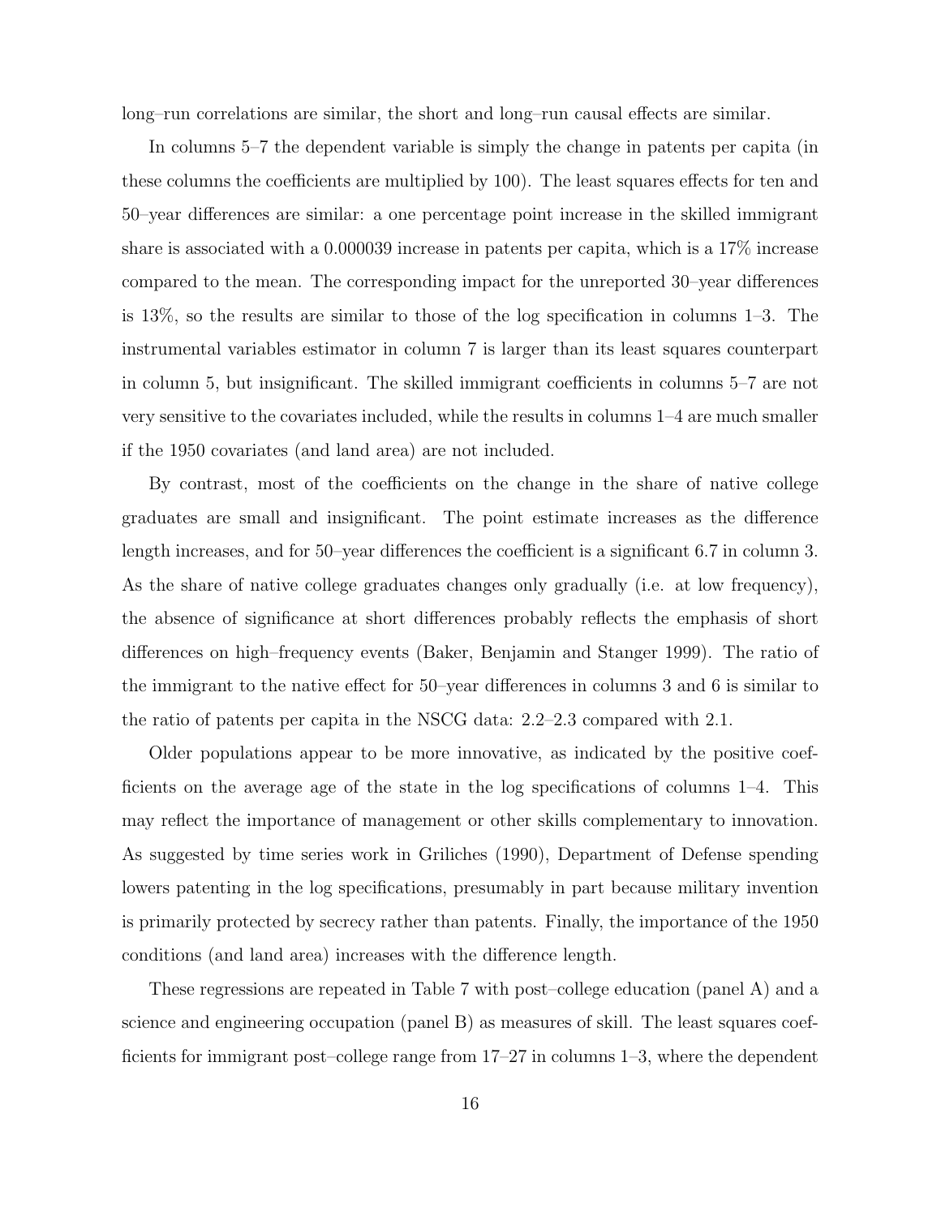long–run correlations are similar, the short and long–run causal effects are similar.

In columns 5–7 the dependent variable is simply the change in patents per capita (in these columns the coefficients are multiplied by 100). The least squares effects for ten and 50–year differences are similar: a one percentage point increase in the skilled immigrant share is associated with a 0.000039 increase in patents per capita, which is a 17% increase compared to the mean. The corresponding impact for the unreported 30–year differences is 13%, so the results are similar to those of the log specification in columns 1–3. The instrumental variables estimator in column 7 is larger than its least squares counterpart in column 5, but insignificant. The skilled immigrant coefficients in columns 5–7 are not very sensitive to the covariates included, while the results in columns 1–4 are much smaller if the 1950 covariates (and land area) are not included.

By contrast, most of the coefficients on the change in the share of native college graduates are small and insignificant. The point estimate increases as the difference length increases, and for 50–year differences the coefficient is a significant 6.7 in column 3. As the share of native college graduates changes only gradually (i.e. at low frequency), the absence of significance at short differences probably reflects the emphasis of short differences on high–frequency events (Baker, Benjamin and Stanger 1999). The ratio of the immigrant to the native effect for 50–year differences in columns 3 and 6 is similar to the ratio of patents per capita in the NSCG data: 2.2–2.3 compared with 2.1.

Older populations appear to be more innovative, as indicated by the positive coefficients on the average age of the state in the log specifications of columns 1–4. This may reflect the importance of management or other skills complementary to innovation. As suggested by time series work in Griliches (1990), Department of Defense spending lowers patenting in the log specifications, presumably in part because military invention is primarily protected by secrecy rather than patents. Finally, the importance of the 1950 conditions (and land area) increases with the difference length.

These regressions are repeated in Table 7 with post–college education (panel A) and a science and engineering occupation (panel B) as measures of skill. The least squares coefficients for immigrant post–college range from 17–27 in columns 1–3, where the dependent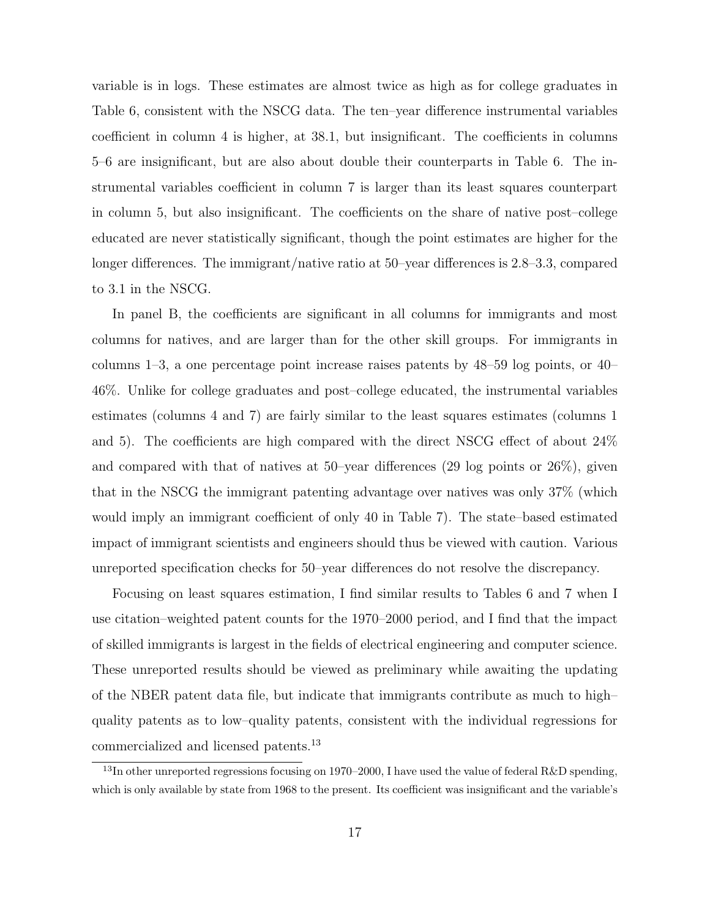variable is in logs. These estimates are almost twice as high as for college graduates in Table 6, consistent with the NSCG data. The ten–year difference instrumental variables coefficient in column 4 is higher, at 38.1, but insignificant. The coefficients in columns 5–6 are insignificant, but are also about double their counterparts in Table 6. The instrumental variables coefficient in column 7 is larger than its least squares counterpart in column 5, but also insignificant. The coefficients on the share of native post–college educated are never statistically significant, though the point estimates are higher for the longer differences. The immigrant/native ratio at 50–year differences is 2.8–3.3, compared to 3.1 in the NSCG.

In panel B, the coefficients are significant in all columns for immigrants and most columns for natives, and are larger than for the other skill groups. For immigrants in columns 1–3, a one percentage point increase raises patents by 48–59 log points, or 40–46%. Unlike for college graduates and post–college educated, the instrumental variables estimates (columns 4 and 7) are fairly similar to the least squares estimates (columns 1 and 5). The coefficients are high compared with the direct NSCG effect of about 24% and compared with that of natives at 50–year differences (29 log points or 26%), given that in the NSCG the immigrant patenting advantage over natives was only 37% (which would imply an immigrant coefficient of only 40 in Table 7). The state–based estimated impact of immigrant scientists and engineers should thus be viewed with caution. Various unreported specification checks for 50–year differences do not resolve the discrepancy.

Focusing on least squares estimation, I find similar results to Tables 6 and 7 when I use citation–weighted patent counts for the 1970–2000 period, and I find that the impact of skilled immigrants is largest in the fields of electrical engineering and computer science. These unreported results should be viewed as preliminary while awaiting the updating of the NBER patent data file, but indicate that immigrants contribute as much to high–quality patents as to low–quality patents, consistent with the individual regressions for commercialized and licensed patents.[13]

[13] In other unreported regressions focusing on 1970–2000, I have used the value of federal R&D spending, which is only available by state from 1968 to the present. Its coefficient was insignificant and the variable's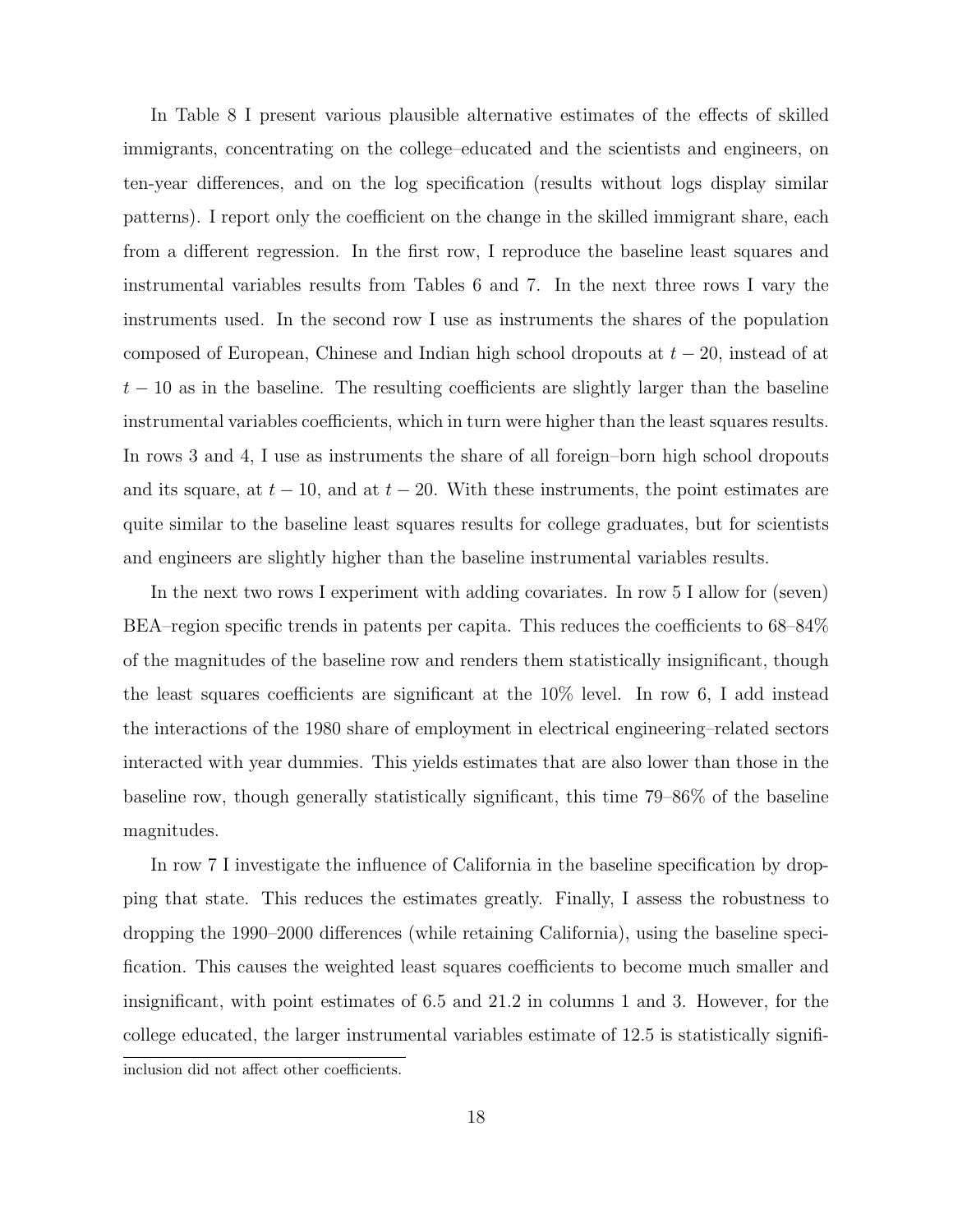In Table 8 I present various plausible alternative estimates of the effects of skilled immigrants, concentrating on the college–educated and the scientists and engineers, on ten-year differences, and on the log specification (results without logs display similar patterns). I report only the coefficient on the change in the skilled immigrant share, each from a different regression. In the first row, I reproduce the baseline least squares and instrumental variables results from Tables 6 and 7. In the next three rows I vary the instruments used. In the second row I use as instruments the shares of the population composed of European, Chinese and Indian high school dropouts at $t-20$, instead of at $t-10$ as in the baseline. The resulting coefficients are slightly larger than the baseline instrumental variables coefficients, which in turn were higher than the least squares results. In rows 3 and 4, I use as instruments the share of all foreign–born high school dropouts and its square, at $t-10$, and at $t-20$. With these instruments, the point estimates are quite similar to the baseline least squares results for college graduates, but for scientists and engineers are slightly higher than the baseline instrumental variables results.

In the next two rows I experiment with adding covariates. In row 5 I allow for (seven) BEA–region specific trends in patents per capita. This reduces the coefficients to 68–84% of the magnitudes of the baseline row and renders them statistically insignificant, though the least squares coefficients are significant at the 10% level. In row 6, I add instead the interactions of the 1980 share of employment in electrical engineering–related sectors interacted with year dummies. This yields estimates that are also lower than those in the baseline row, though generally statistically significant, this time 79–86% of the baseline magnitudes.

In row 7 I investigate the influence of California in the baseline specification by dropping that state. This reduces the estimates greatly. Finally, I assess the robustness to dropping the 1990–2000 differences (while retaining California), using the baseline specification. This causes the weighted least squares coefficients to become much smaller and insignificant, with point estimates of 6.5 and 21.2 in columns 1 and 3. However, for the college educated, the larger instrumental variables estimate of 12.5 is statistically signifi-

inclusion did not affect other coefficients.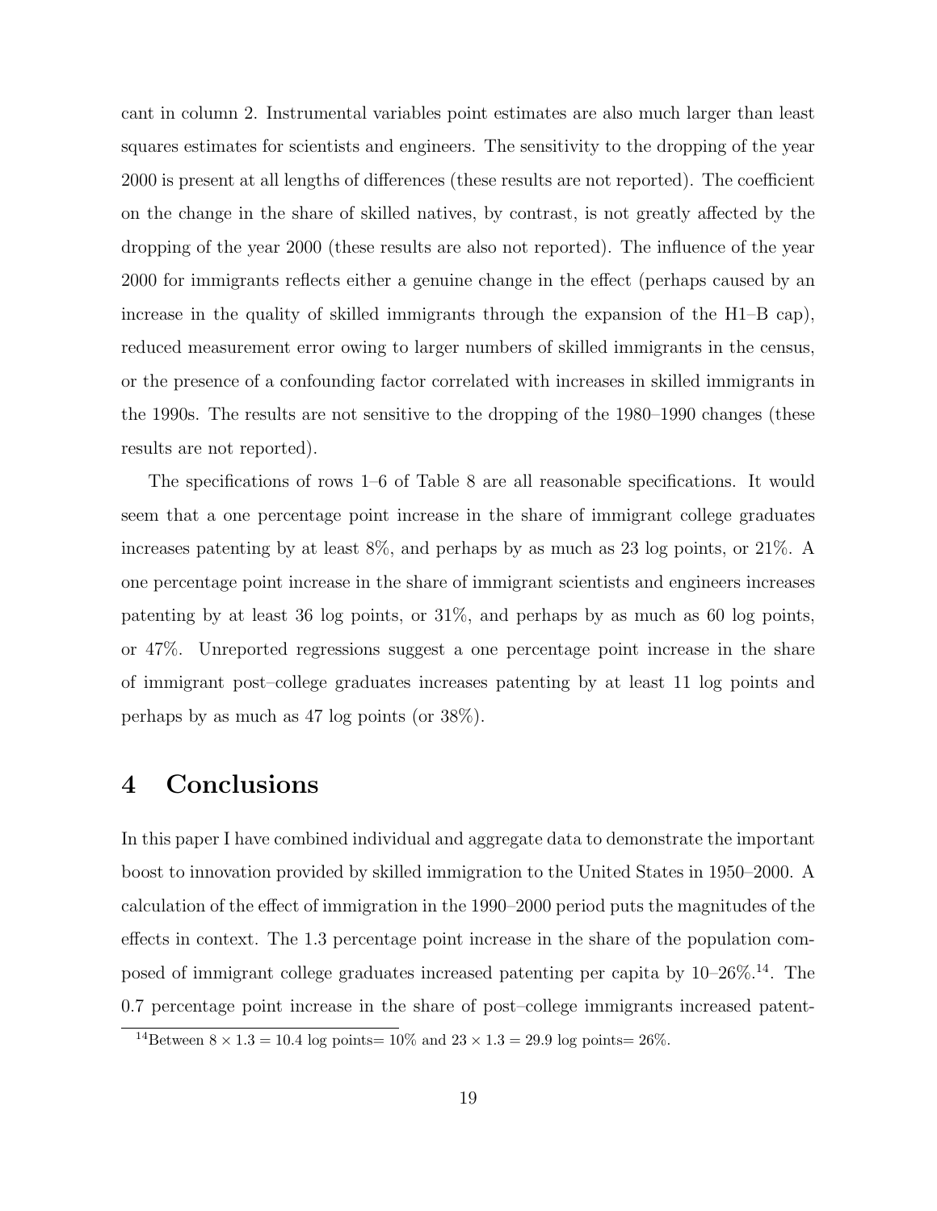cant in column 2. Instrumental variables point estimates are also much larger than least squares estimates for scientists and engineers. The sensitivity to the dropping of the year 2000 is present at all lengths of differences (these results are not reported). The coefficient on the change in the share of skilled natives, by contrast, is not greatly affected by the dropping of the year 2000 (these results are also not reported). The influence of the year 2000 for immigrants reflects either a genuine change in the effect (perhaps caused by an increase in the quality of skilled immigrants through the expansion of the H1–B cap), reduced measurement error owing to larger numbers of skilled immigrants in the census, or the presence of a confounding factor correlated with increases in skilled immigrants in the 1990s. The results are not sensitive to the dropping of the 1980–1990 changes (these results are not reported).

The specifications of rows 1–6 of Table 8 are all reasonable specifications. It would seem that a one percentage point increase in the share of immigrant college graduates increases patenting by at least 8%, and perhaps by as much as 23 log points, or 21%. A one percentage point increase in the share of immigrant scientists and engineers increases patenting by at least 36 log points, or 31%, and perhaps by as much as 60 log points, or 47%. Unreported regressions suggest a one percentage point increase in the share of immigrant post–college graduates increases patenting by at least 11 log points and perhaps by as much as 47 log points (or 38%).

# 4 Conclusions

In this paper I have combined individual and aggregate data to demonstrate the important boost to innovation provided by skilled immigration to the United States in 1950–2000. A calculation of the effect of immigration in the 1990–2000 period puts the magnitudes of the effects in context. The 1.3 percentage point increase in the share of the population composed of immigrant college graduates increased patenting per capita by 10–26%.[14]. The 0.7 percentage point increase in the share of post–college immigrants increased patent-

[14] Between $8 \times 1.3 = 10.4$ log points= 10% and $23 \times 1.3 = 29.9$ log points= 26%.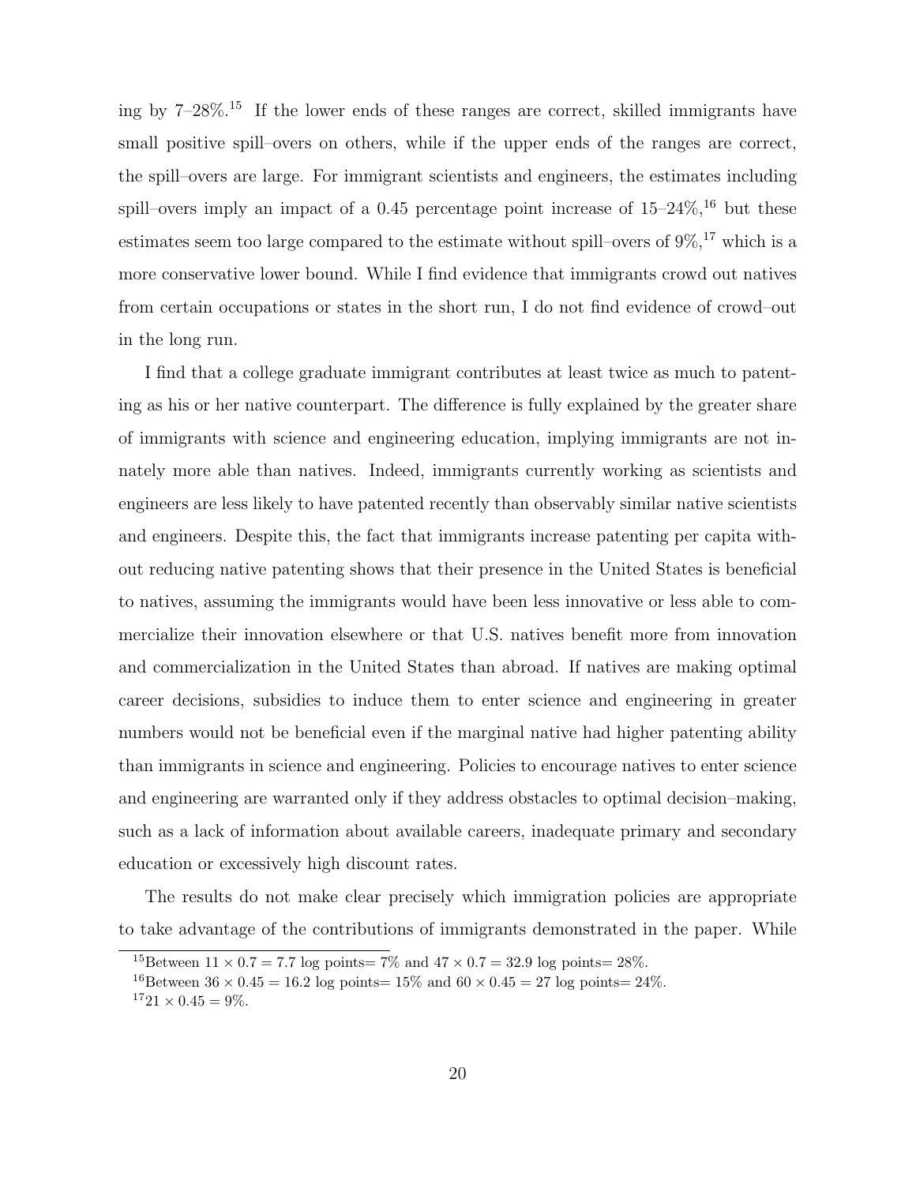ing by 7–28%.[15] If the lower ends of these ranges are correct, skilled immigrants have small positive spill–overs on others, while if the upper ends of the ranges are correct, the spill–overs are large. For immigrant scientists and engineers, the estimates including spill–overs imply an impact of a 0.45 percentage point increase of 15–24%,[16] but these estimates seem too large compared to the estimate without spill–overs of 9%,[17] which is a more conservative lower bound. While I find evidence that immigrants crowd out natives from certain occupations or states in the short run, I do not find evidence of crowd–out in the long run.

I find that a college graduate immigrant contributes at least twice as much to patenting as his or her native counterpart. The difference is fully explained by the greater share of immigrants with science and engineering education, implying immigrants are not innately more able than natives. Indeed, immigrants currently working as scientists and engineers are less likely to have patented recently than observably similar native scientists and engineers. Despite this, the fact that immigrants increase patenting per capita without reducing native patenting shows that their presence in the United States is beneficial to natives, assuming the immigrants would have been less innovative or less able to commercialize their innovation elsewhere or that U.S. natives benefit more from innovation and commercialization in the United States than abroad. If natives are making optimal career decisions, subsidies to induce them to enter science and engineering in greater numbers would not be beneficial even if the marginal native had higher patenting ability than immigrants in science and engineering. Policies to encourage natives to enter science and engineering are warranted only if they address obstacles to optimal decision–making, such as a lack of information about available careers, inadequate primary and secondary education or excessively high discount rates.

The results do not make clear precisely which immigration policies are appropriate to take advantage of the contributions of immigrants demonstrated in the paper. While

[15] Between $11 \times 0.7 = 7.7$ log points= 7% and $47 \times 0.7 = 32.9$ log points= 28%.

[16] Between $36 \times 0.45 = 16.2$ log points= 15% and $60 \times 0.45 = 27$ log points= 24%.

[17] $21 \times 0.45 = 9\%$.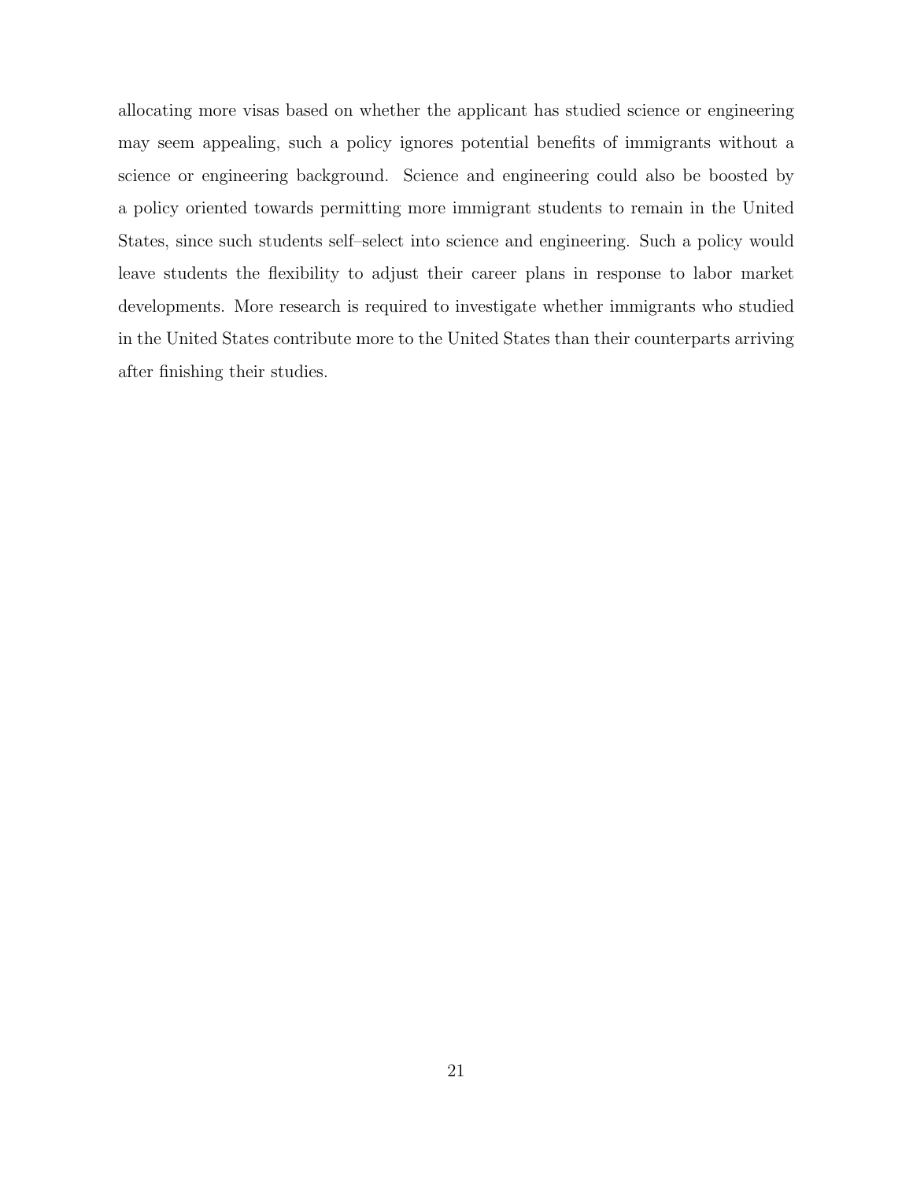allocating more visas based on whether the applicant has studied science or engineering may seem appealing, such a policy ignores potential benefits of immigrants without a science or engineering background. Science and engineering could also be boosted by a policy oriented towards permitting more immigrant students to remain in the United States, since such students self–select into science and engineering. Such a policy would leave students the flexibility to adjust their career plans in response to labor market developments. More research is required to investigate whether immigrants who studied in the United States contribute more to the United States than their counterparts arriving after finishing their studies.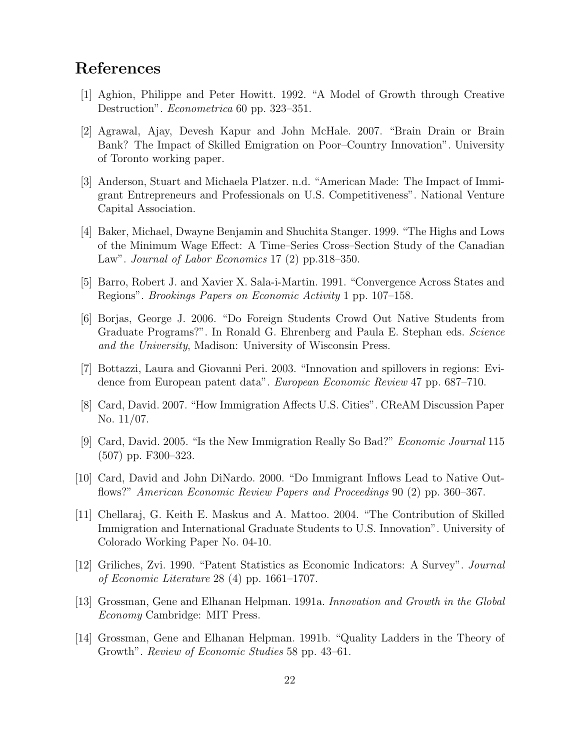## References

[1] Aghion, Philippe and Peter Howitt. 1992. "A Model of Growth through Creative Destruction". *Econometrica* 60 pp. 323–351.

[2] Agrawal, Ajay, Devesh Kapur and John McHale. 2007. "Brain Drain or Brain Bank? The Impact of Skilled Emigration on Poor–Country Innovation". University of Toronto working paper.

[3] Anderson, Stuart and Michaela Platzer. n.d. "American Made: The Impact of Immigrant Entrepreneurs and Professionals on U.S. Competitiveness". National Venture Capital Association.

[4] Baker, Michael, Dwayne Benjamin and Shuchita Stanger. 1999. "The Highs and Lows of the Minimum Wage Effect: A Time–Series Cross–Section Study of the Canadian Law". *Journal of Labor Economics* 17 (2) pp.318–350.

[5] Barro, Robert J. and Xavier X. Sala-i-Martin. 1991. "Convergence Across States and Regions". *Brookings Papers on Economic Activity* 1 pp. 107–158.

[6] Borjas, George J. 2006. "Do Foreign Students Crowd Out Native Students from Graduate Programs?". In Ronald G. Ehrenberg and Paula E. Stephan eds. *Science and the University*, Madison: University of Wisconsin Press.

[7] Bottazzi, Laura and Giovanni Peri. 2003. "Innovation and spillovers in regions: Evidence from European patent data". *European Economic Review* 47 pp. 687–710.

[8] Card, David. 2007. "How Immigration Affects U.S. Cities". CReAM Discussion Paper No. 11/07.

[9] Card, David. 2005. "Is the New Immigration Really So Bad?" *Economic Journal* 115 (507) pp. F300–323.

[10] Card, David and John DiNardo. 2000. "Do Immigrant Inflows Lead to Native Outflows?" *American Economic Review Papers and Proceedings* 90 (2) pp. 360–367.

[11] Chellaraj, G. Keith E. Maskus and A. Mattoo. 2004. "The Contribution of Skilled Immigration and International Graduate Students to U.S. Innovation". University of Colorado Working Paper No. 04-10.

[12] Griliches, Zvi. 1990. "Patent Statistics as Economic Indicators: A Survey". *Journal of Economic Literature* 28 (4) pp. 1661–1707.

[13] Grossman, Gene and Elhanan Helpman. 1991a. *Innovation and Growth in the Global Economy* Cambridge: MIT Press.

[14] Grossman, Gene and Elhanan Helpman. 1991b. "Quality Ladders in the Theory of Growth". *Review of Economic Studies* 58 pp. 43–61.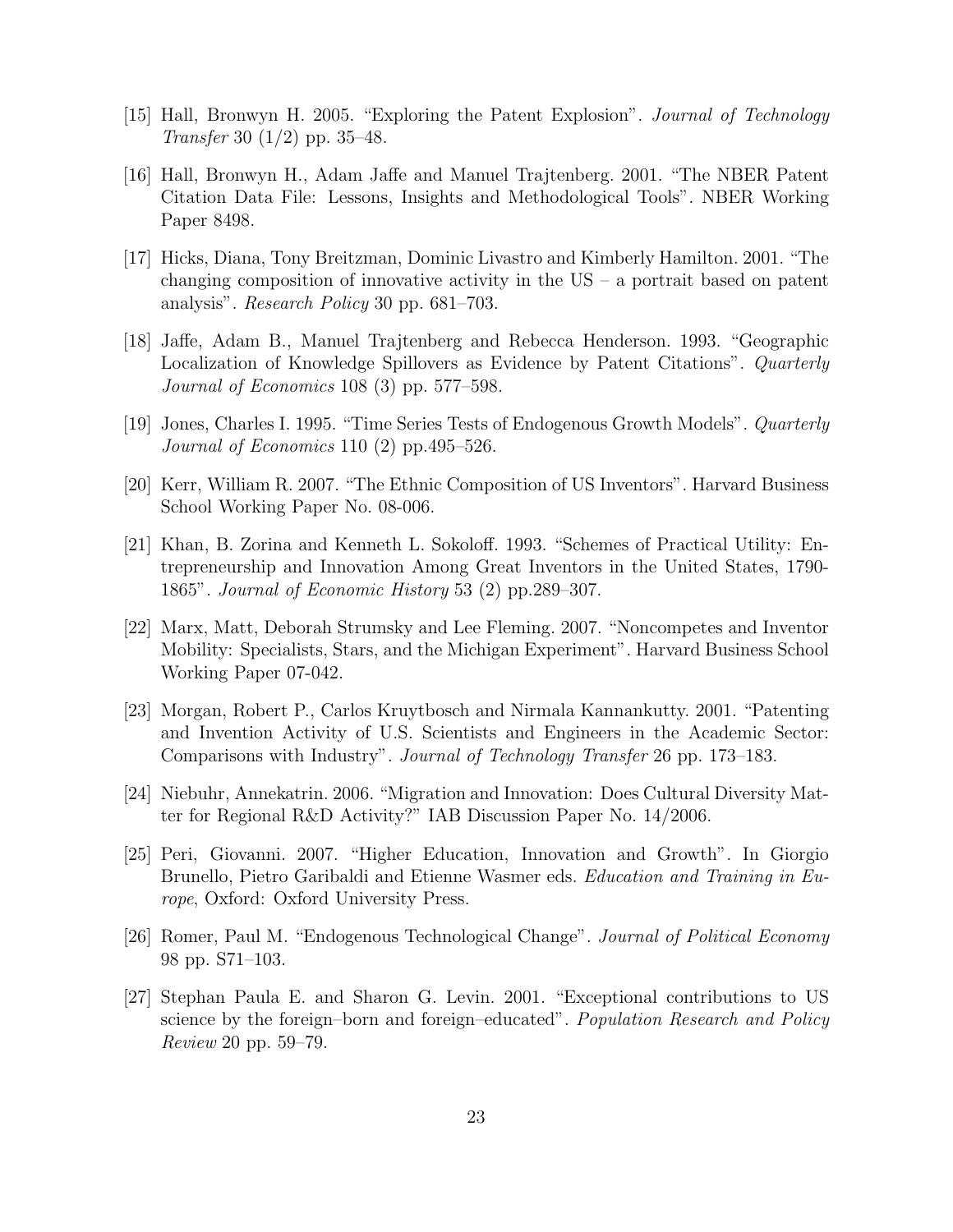[15] Hall, Bronwyn H. 2005. "Exploring the Patent Explosion". *Journal of Technology Transfer* 30 (1/2) pp. 35–48.

[16] Hall, Bronwyn H., Adam Jaffe and Manuel Trajtenberg. 2001. "The NBER Patent Citation Data File: Lessons, Insights and Methodological Tools". NBER Working Paper 8498.

[17] Hicks, Diana, Tony Breitzman, Dominic Livastro and Kimberly Hamilton. 2001. "The changing composition of innovative activity in the US – a portrait based on patent analysis". *Research Policy* 30 pp. 681–703.

[18] Jaffe, Adam B., Manuel Trajtenberg and Rebecca Henderson. 1993. "Geographic Localization of Knowledge Spillovers as Evidence by Patent Citations". *Quarterly Journal of Economics* 108 (3) pp. 577–598.

[19] Jones, Charles I. 1995. "Time Series Tests of Endogenous Growth Models". *Quarterly Journal of Economics* 110 (2) pp.495–526.

[20] Kerr, William R. 2007. "The Ethnic Composition of US Inventors". Harvard Business School Working Paper No. 08-006.

[21] Khan, B. Zorina and Kenneth L. Sokoloff. 1993. "Schemes of Practical Utility: Entrepreneurship and Innovation Among Great Inventors in the United States, 1790-1865". *Journal of Economic History* 53 (2) pp.289–307.

[22] Marx, Matt, Deborah Strumsky and Lee Fleming. 2007. "Noncompetes and Inventor Mobility: Specialists, Stars, and the Michigan Experiment". Harvard Business School Working Paper 07-042.

[23] Morgan, Robert P., Carlos Kruytbosch and Nirmala Kannankutty. 2001. "Patenting and Invention Activity of U.S. Scientists and Engineers in the Academic Sector: Comparisons with Industry". *Journal of Technology Transfer* 26 pp. 173–183.

[24] Niebuhr, Annekatrin. 2006. "Migration and Innovation: Does Cultural Diversity Matter for Regional R&D Activity?" IAB Discussion Paper No. 14/2006.

[25] Peri, Giovanni. 2007. "Higher Education, Innovation and Growth". In Giorgio Brunello, Pietro Garibaldi and Etienne Wasmer eds. *Education and Training in Europe*, Oxford: Oxford University Press.

[26] Romer, Paul M. "Endogenous Technological Change". *Journal of Political Economy* 98 pp. S71–103.

[27] Stephan Paula E. and Sharon G. Levin. 2001. "Exceptional contributions to US science by the foreign–born and foreign–educated". *Population Research and Policy Review* 20 pp. 59–79.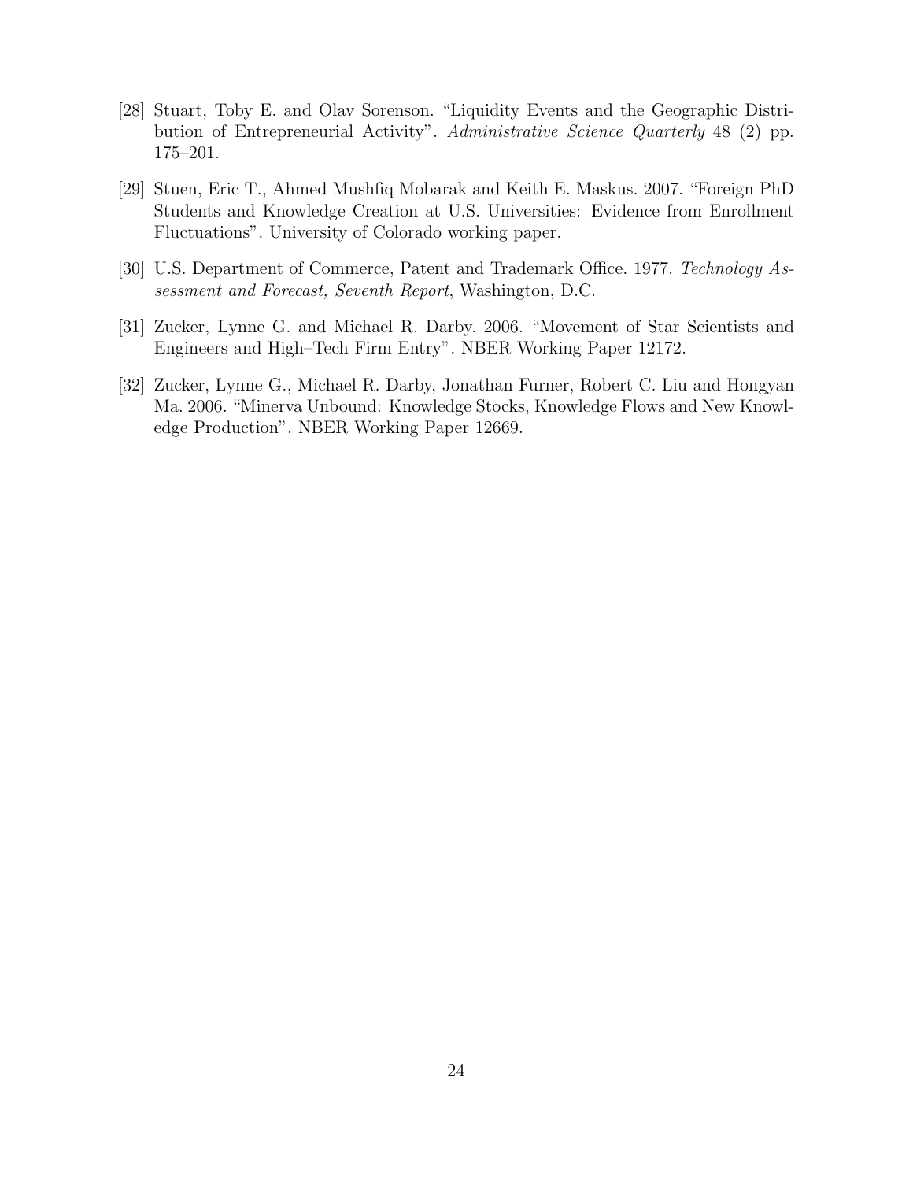[28] Stuart, Toby E. and Olav Sorenson. "Liquidity Events and the Geographic Distribution of Entrepreneurial Activity". *Administrative Science Quarterly* 48 (2) pp. 175–201.

[29] Stuen, Eric T., Ahmed Mushfiq Mobarak and Keith E. Maskus. 2007. "Foreign PhD Students and Knowledge Creation at U.S. Universities: Evidence from Enrollment Fluctuations". University of Colorado working paper.

[30] U.S. Department of Commerce, Patent and Trademark Office. 1977. *Technology Assessment and Forecast, Seventh Report*, Washington, D.C.

[31] Zucker, Lynne G. and Michael R. Darby. 2006. "Movement of Star Scientists and Engineers and High–Tech Firm Entry". NBER Working Paper 12172.

[32] Zucker, Lynne G., Michael R. Darby, Jonathan Furner, Robert C. Liu and Hongyan Ma. 2006. "Minerva Unbound: Knowledge Stocks, Knowledge Flows and New Knowledge Production". NBER Working Paper 12669.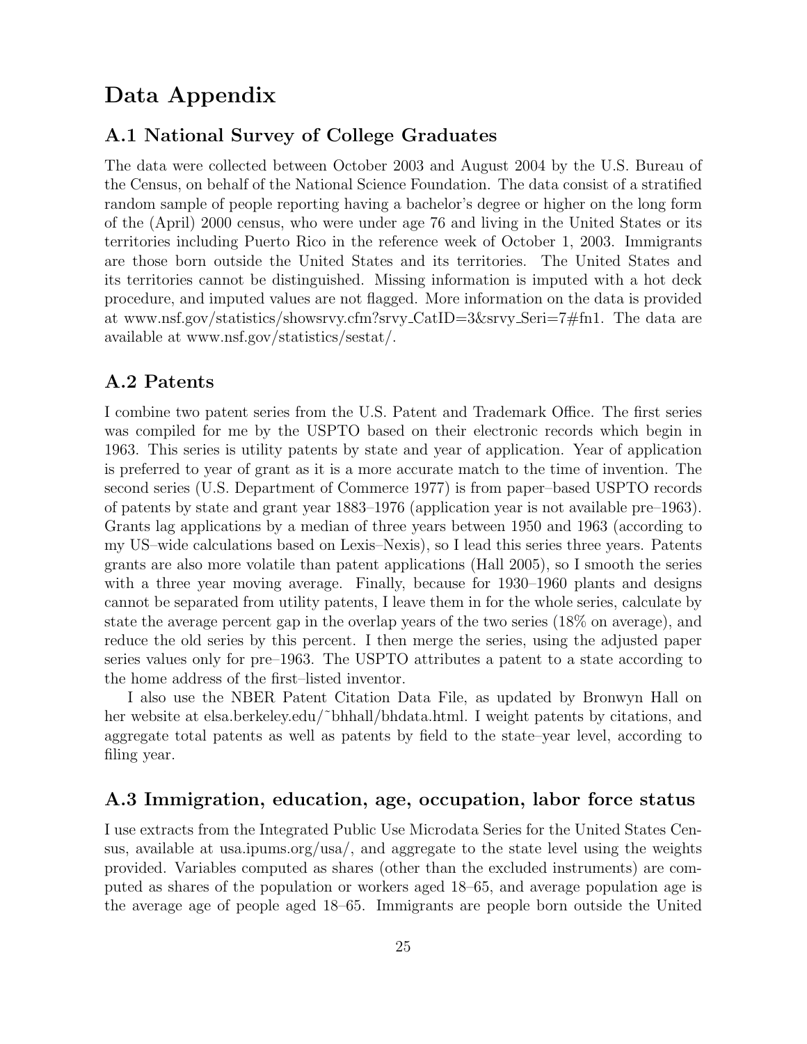# Data Appendix

## A.1 National Survey of College Graduates

The data were collected between October 2003 and August 2004 by the U.S. Bureau of the Census, on behalf of the National Science Foundation. The data consist of a stratified random sample of people reporting having a bachelor's degree or higher on the long form of the (April) 2000 census, who were under age 76 and living in the United States or its territories including Puerto Rico in the reference week of October 1, 2003. Immigrants are those born outside the United States and its territories. The United States and its territories cannot be distinguished. Missing information is imputed with a hot deck procedure, and imputed values are not flagged. More information on the data is provided at www.nsf.gov/statistics/showsrvy.cfm?srvy_CatID=3&srvy_Seri=7#fn1. The data are available at www.nsf.gov/statistics/sestat/.

## A.2 Patents

I combine two patent series from the U.S. Patent and Trademark Office. The first series was compiled for me by the USPTO based on their electronic records which begin in 1963. This series is utility patents by state and year of application. Year of application is preferred to year of grant as it is a more accurate match to the time of invention. The second series (U.S. Department of Commerce 1977) is from paper–based USPTO records of patents by state and grant year 1883–1976 (application year is not available pre–1963). Grants lag applications by a median of three years between 1950 and 1963 (according to my US–wide calculations based on Lexis–Nexis), so I lead this series three years. Patents grants are also more volatile than patent applications (Hall 2005), so I smooth the series with a three year moving average. Finally, because for 1930–1960 plants and designs cannot be separated from utility patents, I leave them in for the whole series, calculate by state the average percent gap in the overlap years of the two series (18% on average), and reduce the old series by this percent. I then merge the series, using the adjusted paper series values only for pre–1963. The USPTO attributes a patent to a state according to the home address of the first–listed inventor.

I also use the NBER Patent Citation Data File, as updated by Bronwyn Hall on her website at elsa.berkeley.edu/~bhhall/bhdata.html. I weight patents by citations, and aggregate total patents as well as patents by field to the state–year level, according to filing year.

## A.3 Immigration, education, age, occupation, labor force status

I use extracts from the Integrated Public Use Microdata Series for the United States Census, available at usa.ipums.org/usa/, and aggregate to the state level using the weights provided. Variables computed as shares (other than the excluded instruments) are computed as shares of the population or workers aged 18–65, and average population age is the average age of people aged 18–65. Immigrants are people born outside the United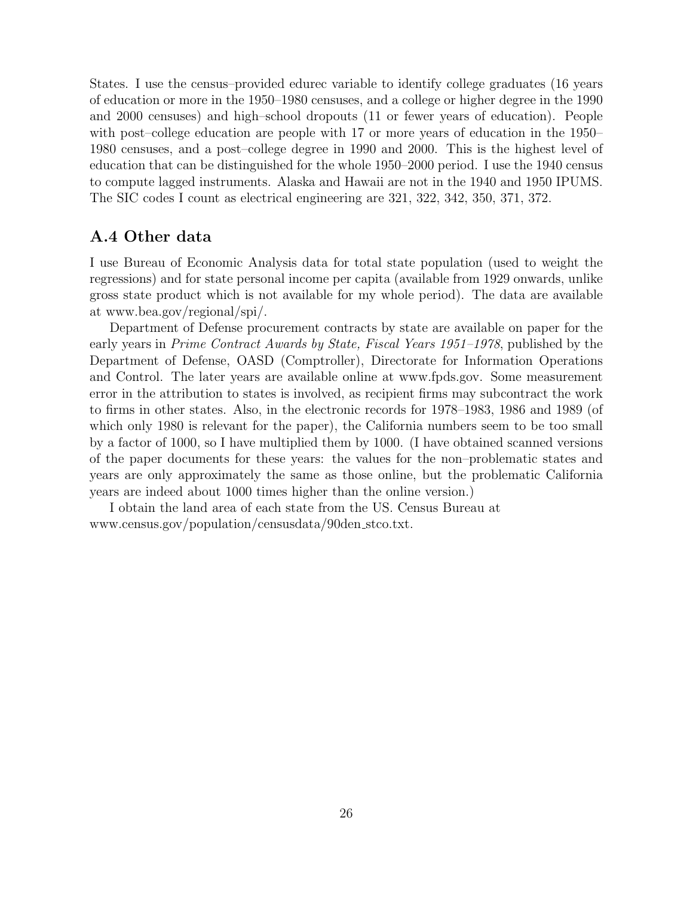States. I use the census–provided edurec variable to identify college graduates (16 years of education or more in the 1950–1980 censuses, and a college or higher degree in the 1990 and 2000 censuses) and high–school dropouts (11 or fewer years of education). People with post–college education are people with 17 or more years of education in the 1950–1980 censuses, and a post–college degree in 1990 and 2000. This is the highest level of education that can be distinguished for the whole 1950–2000 period. I use the 1940 census to compute lagged instruments. Alaska and Hawaii are not in the 1940 and 1950 IPUMS. The SIC codes I count as electrical engineering are 321, 322, 342, 350, 371, 372.

## A.4 Other data

I use Bureau of Economic Analysis data for total state population (used to weight the regressions) and for state personal income per capita (available from 1929 onwards, unlike gross state product which is not available for my whole period). The data are available at www.bea.gov/regional/spi/.

Department of Defense procurement contracts by state are available on paper for the early years in *Prime Contract Awards by State, Fiscal Years 1951–1978*, published by the Department of Defense, OASD (Comptroller), Directorate for Information Operations and Control. The later years are available online at www.fpds.gov. Some measurement error in the attribution to states is involved, as recipient firms may subcontract the work to firms in other states. Also, in the electronic records for 1978–1983, 1986 and 1989 (of which only 1980 is relevant for the paper), the California numbers seem to be too small by a factor of 1000, so I have multiplied them by 1000. (I have obtained scanned versions of the paper documents for these years: the values for the non–problematic states and years are only approximately the same as those online, but the problematic California years are indeed about 1000 times higher than the online version.)

I obtain the land area of each state from the US. Census Bureau at www.census.gov/population/censusdata/90den_stco.txt.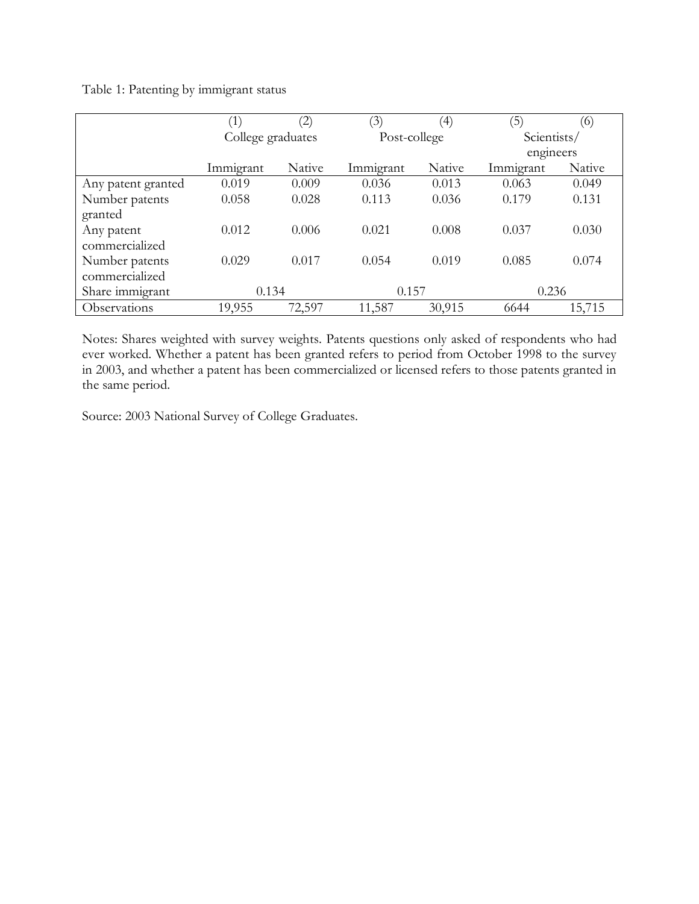Table 1: Patenting by immigrant status

| | (1) | (2) | (3) | (4) | (5) | (6) |
|---|---|---|---|---|---|---|
| | College graduates | | Post-college | | Scientists/ engineers | |
| | Immigrant | Native | Immigrant | Native | Immigrant | Native |
| Any patent granted | 0.019 | 0.009 | 0.036 | 0.013 | 0.063 | 0.049 |
| Number patents granted | 0.058 | 0.028 | 0.113 | 0.036 | 0.179 | 0.131 |
| Any patent commercialized | 0.012 | 0.006 | 0.021 | 0.008 | 0.037 | 0.030 |
| Number patents commercialized | 0.029 | 0.017 | 0.054 | 0.019 | 0.085 | 0.074 |
| Share immigrant | 0.134 | | 0.157 | | 0.236 | |
| Observations | 19,955 | 72,597 | 11,587 | 30,915 | 6644 | 15,715 |

Notes: Shares weighted with survey weights. Patents questions only asked of respondents who had ever worked. Whether a patent has been granted refers to period from October 1998 to the survey in 2003, and whether a patent has been commercialized or licensed refers to those patents granted in the same period.

Source: 2003 National Survey of College Graduates.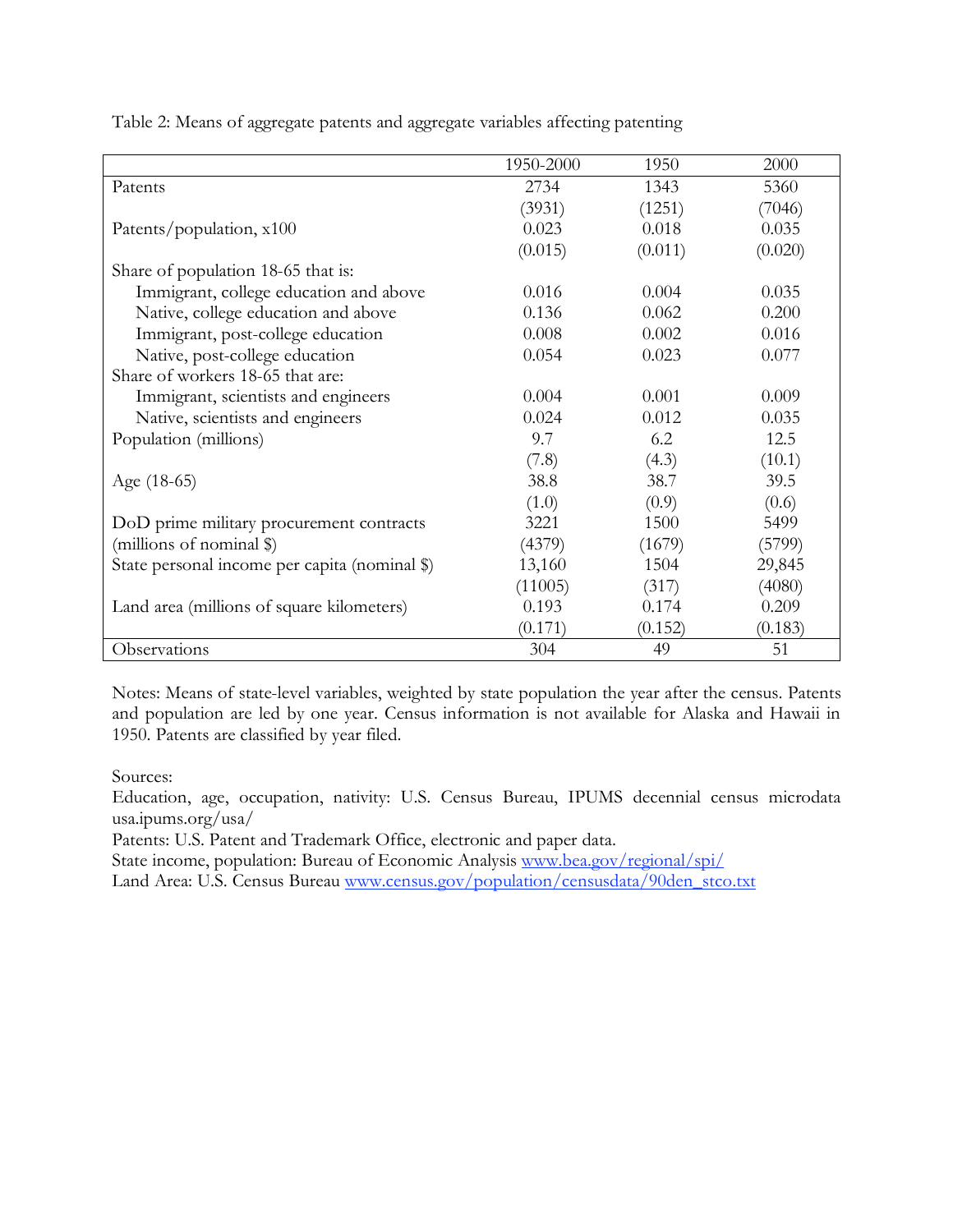Table 2: Means of aggregate patents and aggregate variables affecting patenting

| | 1950-2000 | 1950 | 2000 |
|---|---|---|---|
| Patents | 2734 | 1343 | 5360 |
| | (3931) | (1251) | (7046) |
| Patents/population, x100 | 0.023 | 0.018 | 0.035 |
| | (0.015) | (0.011) | (0.020) |
| Share of population 18-65 that is: | | | |
| Immigrant, college education and above | 0.016 | 0.004 | 0.035 |
| Native, college education and above | 0.136 | 0.062 | 0.200 |
| Immigrant, post-college education | 0.008 | 0.002 | 0.016 |
| Native, post-college education | 0.054 | 0.023 | 0.077 |
| Share of workers 18-65 that are: | | | |
| Immigrant, scientists and engineers | 0.004 | 0.001 | 0.009 |
| Native, scientists and engineers | 0.024 | 0.012 | 0.035 |
| Population (millions) | 9.7 | 6.2 | 12.5 |
| | (7.8) | (4.3) | (10.1) |
| Age (18-65) | 38.8 | 38.7 | 39.5 |
| | (1.0) | (0.9) | (0.6) |
| DoD prime military procurement contracts | 3221 | 1500 | 5499 |
| (millions of nominal $) | (4379) | (1679) | (5799) |
| State personal income per capita (nominal $) | 13,160 | 1504 | 29,845 |
| | (11005) | (317) | (4080) |
| Land area (millions of square kilometers) | 0.193 | 0.174 | 0.209 |
| | (0.171) | (0.152) | (0.183) |
| Observations | 304 | 49 | 51 |

Notes: Means of state-level variables, weighted by state population the year after the census. Patents and population are led by one year. Census information is not available for Alaska and Hawaii in 1950. Patents are classified by year filed.

Sources:

Education, age, occupation, nativity: U.S. Census Bureau, IPUMS decennial census microdata usa.ipums.org/usa/

Patents: U.S. Patent and Trademark Office, electronic and paper data.

State income, population: Bureau of Economic Analysis www.bea.gov/regional/spi/

Land Area: U.S. Census Bureau www.census.gov/population/censusdata/90den_stco.txt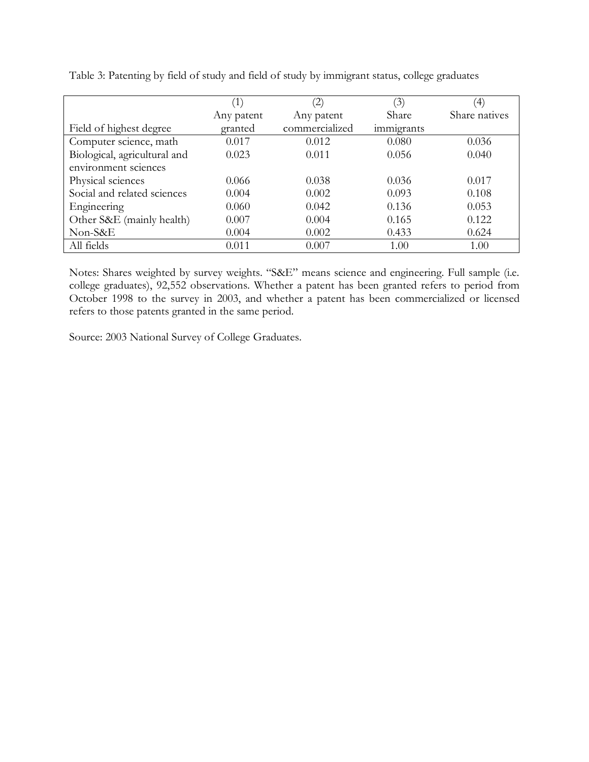Table 3: Patenting by field of study and field of study by immigrant status, college graduates

| Field of highest degree | (1) Any patent granted | (2) Any patent commercialized | (3) Share immigrants | (4) Share natives |
|---|---|---|---|---|
| Computer science, math | 0.017 | 0.012 | 0.080 | 0.036 |
| Biological, agricultural and environment sciences | 0.023 | 0.011 | 0.056 | 0.040 |
| Physical sciences | 0.066 | 0.038 | 0.036 | 0.017 |
| Social and related sciences | 0.004 | 0.002 | 0.093 | 0.108 |
| Engineering | 0.060 | 0.042 | 0.136 | 0.053 |
| Other S&E (mainly health) | 0.007 | 0.004 | 0.165 | 0.122 |
| Non-S&E | 0.004 | 0.002 | 0.433 | 0.624 |
| All fields | 0.011 | 0.007 | 1.00 | 1.00 |

Notes: Shares weighted by survey weights. "S&E" means science and engineering. Full sample (i.e. college graduates), 92,552 observations. Whether a patent has been granted refers to period from October 1998 to the survey in 2003, and whether a patent has been commercialized or licensed refers to those patents granted in the same period.

Source: 2003 National Survey of College Graduates.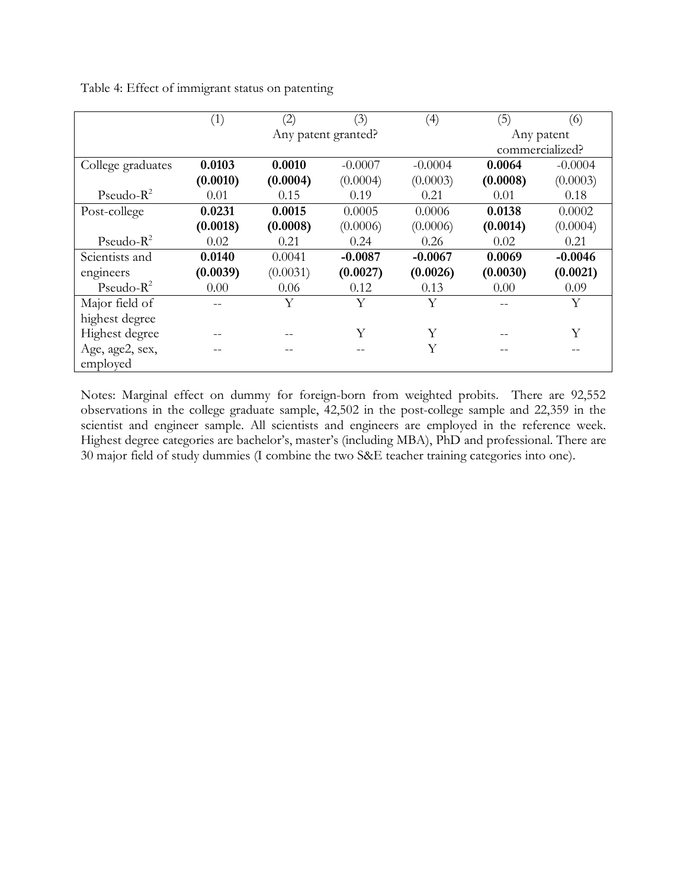Table 4: Effect of immigrant status on patenting

| | (1) | (2) | (3) | (4) | (5) | (6) |
|---|---|---|---|---|---|---|
| | Any patent granted? | | | | Any patent commercialized? | |
| College graduates | **0.0103** | **0.0010** | -0.0007 | -0.0004 | **0.0064** | -0.0004 |
| | **(0.0010)** | **(0.0004)** | (0.0004) | (0.0003) | **(0.0008)** | (0.0003) |
| Pseudo-$R^2$ | 0.01 | 0.15 | 0.19 | 0.21 | 0.01 | 0.18 |
| Post-college | **0.0231** | **0.0015** | 0.0005 | 0.0006 | **0.0138** | 0.0002 |
| | **(0.0018)** | **(0.0008)** | (0.0006) | (0.0006) | **(0.0014)** | (0.0004) |
| Pseudo-$R^2$ | 0.02 | 0.21 | 0.24 | 0.26 | 0.02 | 0.21 |
| Scientists and engineers | **0.0140** | 0.0041 | **-0.0087** | **-0.0067** | **0.0069** | **-0.0046** |
| | **(0.0039)** | (0.0031) | **(0.0027)** | **(0.0026)** | **(0.0030)** | **(0.0021)** |
| Pseudo-$R^2$ | 0.00 | 0.06 | 0.12 | 0.13 | 0.00 | 0.09 |
| Major field of highest degree | -- | Y | Y | Y | -- | Y |
| Highest degree | -- | -- | Y | Y | -- | Y |
| Age, age2, sex, employed | -- | -- | -- | Y | -- | -- |

Notes: Marginal effect on dummy for foreign-born from weighted probits. There are 92,552 observations in the college graduate sample, 42,502 in the post-college sample and 22,359 in the scientist and engineer sample. All scientists and engineers are employed in the reference week. Highest degree categories are bachelor's, master's (including MBA), PhD and professional. There are 30 major field of study dummies (I combine the two S&E teacher training categories into one).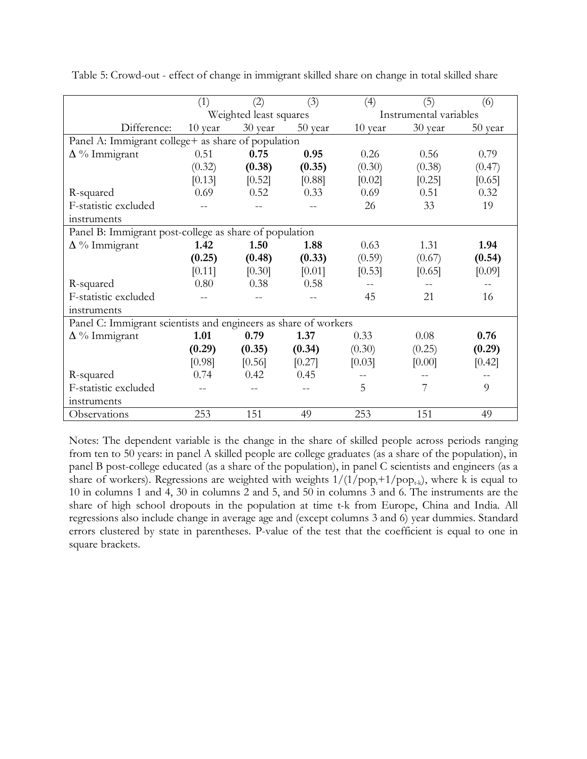Table 5: Crowd-out - effect of change in immigrant skilled share on change in total skilled share

| | (1) | (2) | (3) | (4) | (5) | (6) |
|---|---|---|---|---|---|---|
| | Weighted least squares | | | Instrumental variables | | |
| Difference: | 10 year | 30 year | 50 year | 10 year | 30 year | 50 year |
| Panel A: Immigrant college+ as share of population | | | | | | |
| Δ % Immigrant | 0.51 | **0.75** | **0.95** | 0.26 | 0.56 | 0.79 |
| | (0.32) | **(0.38)** | **(0.35)** | (0.30) | (0.38) | (0.47) |
| | [0.13] | [0.52] | [0.88] | [0.02] | [0.25] | [0.65] |
| R-squared | 0.69 | 0.52 | 0.33 | 0.69 | 0.51 | 0.32 |
| F-statistic excluded instruments | -- | -- | -- | 26 | 33 | 19 |
| Panel B: Immigrant post-college as share of population | | | | | | |
| Δ % Immigrant | **1.42** | **1.50** | **1.88** | 0.63 | 1.31 | **1.94** |
| | **(0.25)** | **(0.48)** | **(0.33)** | (0.59) | (0.67) | **(0.54)** |
| | [0.11] | [0.30] | [0.01] | [0.53] | [0.65] | [0.09] |
| R-squared | 0.80 | 0.38 | 0.58 | -- | -- | -- |
| F-statistic excluded instruments | -- | -- | -- | 45 | 21 | 16 |
| Panel C: Immigrant scientists and engineers as share of workers | | | | | | |
| Δ % Immigrant | **1.01** | **0.79** | **1.37** | 0.33 | 0.08 | **0.76** |
| | **(0.29)** | **(0.35)** | **(0.34)** | (0.30) | (0.25) | **(0.29)** |
| | [0.98] | [0.56] | [0.27] | [0.03] | [0.00] | [0.42] |
| R-squared | 0.74 | 0.42 | 0.45 | -- | -- | -- |
| F-statistic excluded instruments | -- | -- | -- | 5 | 7 | 9 |
| Observations | 253 | 151 | 49 | 253 | 151 | 49 |

Notes: The dependent variable is the change in the share of skilled people across periods ranging from ten to 50 years: in panel A skilled people are college graduates (as a share of the population), in panel B post-college educated (as a share of the population), in panel C scientists and engineers (as a share of workers). Regressions are weighted with weights $1/(1/pop_t+1/pop_{t-k})$, where k is equal to 10 in columns 1 and 4, 30 in columns 2 and 5, and 50 in columns 3 and 6. The instruments are the share of high school dropouts in the population at time t-k from Europe, China and India. All regressions also include change in average age and (except columns 3 and 6) year dummies. Standard errors clustered by state in parentheses. P-value of the test that the coefficient is equal to one in square brackets.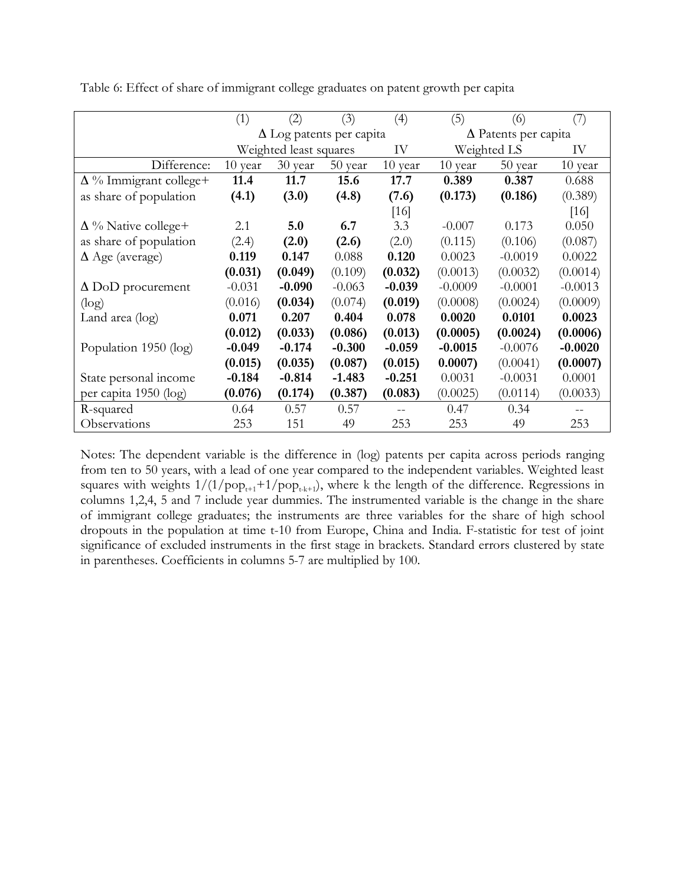Table 6: Effect of share of immigrant college graduates on patent growth per capita

| | (1) | (2) | (3) | (4) | (5) | (6) | (7) |
|---|---|---|---|---|---|---|---|
| | Δ Log patents per capita | | | | Δ Patents per capita | | |
| | Weighted least squares | | | IV | Weighted LS | | IV |
| Difference: | 10 year | 30 year | 50 year | 10 year | 10 year | 50 year | 10 year |
| Δ % Immigrant college+ | **11.4** | **11.7** | **15.6** | **17.7** | **0.389** | **0.387** | 0.688 |
| as share of population | **(4.1)** | **(3.0)** | **(4.8)** | **(7.6)** | **(0.173)** | **(0.186)** | (0.389) |
| | | | | [16] | | | [16] |
| Δ % Native college+ | 2.1 | **5.0** | **6.7** | 3.3 | -0.007 | 0.173 | 0.050 |
| as share of population | (2.4) | **(2.0)** | **(2.6)** | (2.0) | (0.115) | (0.106) | (0.087) |
| Δ Age (average) | **0.119** | **0.147** | 0.088 | **0.120** | 0.0023 | -0.0019 | 0.0022 |
| | **(0.031)** | **(0.049)** | (0.109) | **(0.032)** | (0.0013) | (0.0032) | (0.0014) |
| Δ DoD procurement | -0.031 | **-0.090** | -0.063 | **-0.039** | -0.0009 | -0.0001 | -0.0013 |
| (log) | (0.016) | **(0.034)** | (0.074) | **(0.019)** | (0.0008) | (0.0024) | (0.0009) |
| Land area (log) | **0.071** | **0.207** | **0.404** | **0.078** | **0.0020** | **0.0101** | **0.0023** |
| | **(0.012)** | **(0.033)** | **(0.086)** | **(0.013)** | **(0.0005)** | **(0.0024)** | **(0.0006)** |
| Population 1950 (log) | **-0.049** | **-0.174** | **-0.300** | **-0.059** | **-0.0015** | -0.0076 | **-0.0020** |
| | **(0.015)** | **(0.035)** | **(0.087)** | **(0.015)** | **0.0007)** | (0.0041) | **(0.0007)** |
| State personal income | **-0.184** | **-0.814** | **-1.483** | **-0.251** | 0.0031 | -0.0031 | 0.0001 |
| per capita 1950 (log) | **(0.076)** | **(0.174)** | **(0.387)** | **(0.083)** | (0.0025) | (0.0114) | (0.0033) |
| R-squared | 0.64 | 0.57 | 0.57 | -- | 0.47 | 0.34 | -- |
| Observations | 253 | 151 | 49 | 253 | 253 | 49 | 253 |

Notes: The dependent variable is the difference in (log) patents per capita across periods ranging from ten to 50 years, with a lead of one year compared to the independent variables. Weighted least squares with weights $1/(1/pop_{t+1}+1/pop_{t-k+1})$, where k the length of the difference. Regressions in columns 1,2,4, 5 and 7 include year dummies. The instrumented variable is the change in the share of immigrant college graduates; the instruments are three variables for the share of high school dropouts in the population at time t-10 from Europe, China and India. F-statistic for test of joint significance of excluded instruments in the first stage in brackets. Standard errors clustered by state in parentheses. Coefficients in columns 5-7 are multiplied by 100.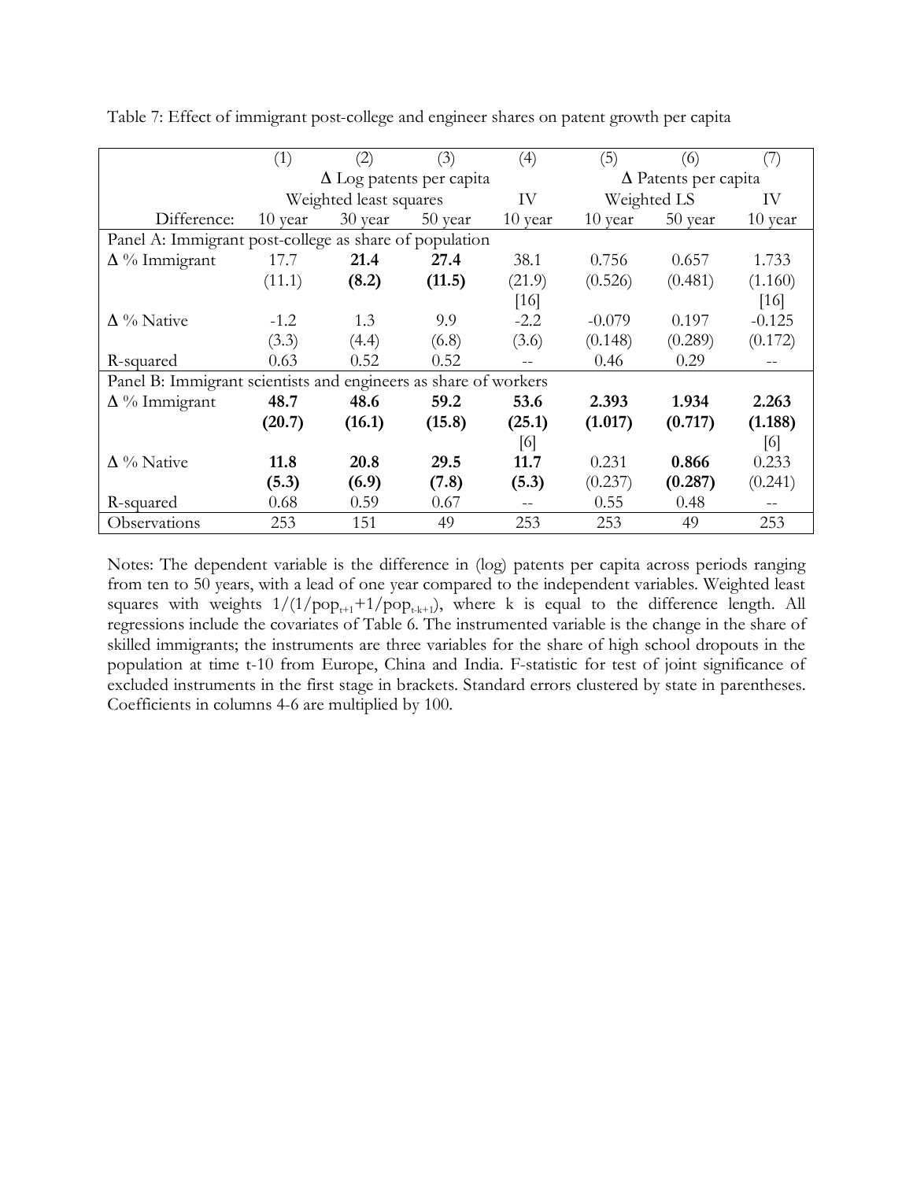Table 7: Effect of immigrant post-college and engineer shares on patent growth per capita

| | (1) | (2) | (3) | (4) | (5) | (6) | (7) |
|---|---|---|---|---|---|---|---|
| | Δ Log patents per capita | | | | Δ Patents per capita | | |
| | Weighted least squares | | | IV | Weighted LS | | IV |
| Difference: | 10 year | 30 year | 50 year | 10 year | 10 year | 50 year | 10 year |
| Panel A: Immigrant post-college as share of population | | | | | | | |
| Δ % Immigrant | 17.7 | **21.4** | **27.4** | 38.1 | 0.756 | 0.657 | 1.733 |
| | (11.1) | **(8.2)** | **(11.5)** | (21.9) | (0.526) | (0.481) | (1.160) |
| | | | | [16] | | | [16] |
| Δ % Native | -1.2 | 1.3 | 9.9 | -2.2 | -0.079 | 0.197 | -0.125 |
| | (3.3) | (4.4) | (6.8) | (3.6) | (0.148) | (0.289) | (0.172) |
| R-squared | 0.63 | 0.52 | 0.52 | -- | 0.46 | 0.29 | -- |
| Panel B: Immigrant scientists and engineers as share of workers | | | | | | | |
| Δ % Immigrant | **48.7** | **48.6** | **59.2** | **53.6** | **2.393** | **1.934** | **2.263** |
| | **(20.7)** | **(16.1)** | **(15.8)** | **(25.1)** | **(1.017)** | **(0.717)** | **(1.188)** |
| | | | | [6] | | | [6] |
| Δ % Native | **11.8** | **20.8** | **29.5** | **11.7** | 0.231 | **0.866** | 0.233 |
| | **(5.3)** | **(6.9)** | **(7.8)** | **(5.3)** | (0.237) | **(0.287)** | (0.241) |
| R-squared | 0.68 | 0.59 | 0.67 | -- | 0.55 | 0.48 | -- |
| Observations | 253 | 151 | 49 | 253 | 253 | 49 | 253 |

Notes: The dependent variable is the difference in (log) patents per capita across periods ranging from ten to 50 years, with a lead of one year compared to the independent variables. Weighted least squares with weights $1/(1/pop_{t+1}+1/pop_{t-k+1})$, where k is equal to the difference length. All regressions include the covariates of Table 6. The instrumented variable is the change in the share of skilled immigrants; the instruments are three variables for the share of high school dropouts in the population at time t-10 from Europe, China and India. F-statistic for test of joint significance of excluded instruments in the first stage in brackets. Standard errors clustered by state in parentheses. Coefficients in columns 4-6 are multiplied by 100.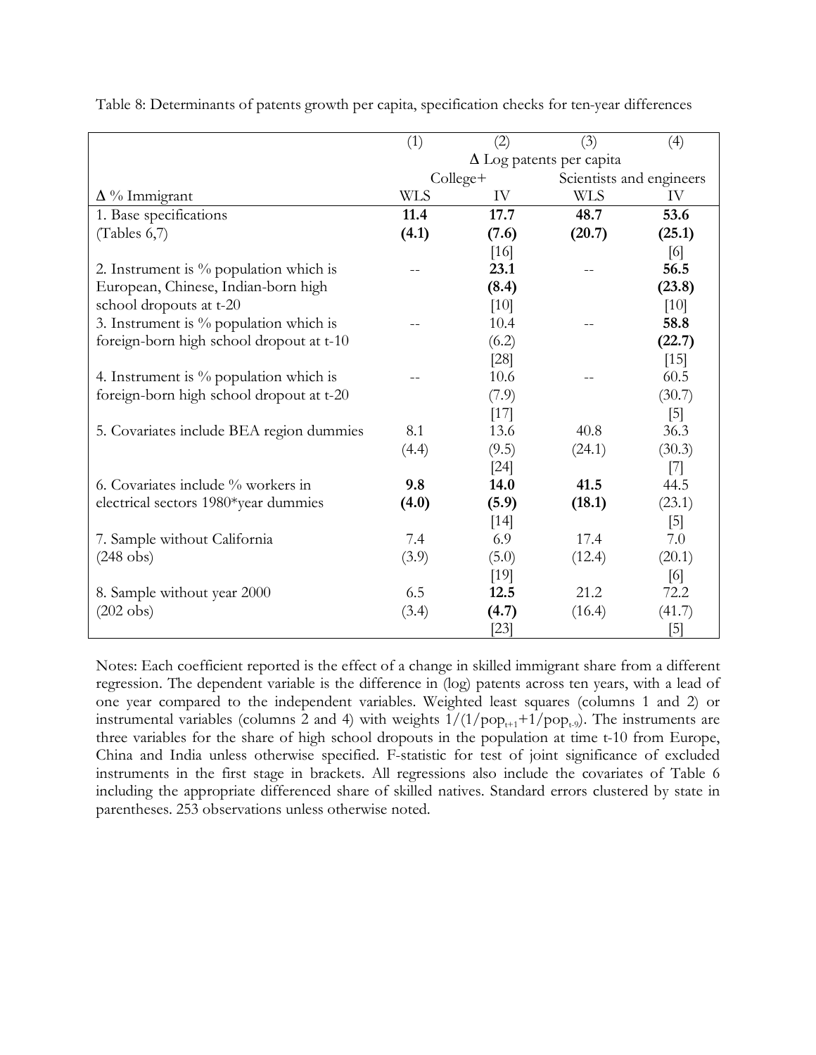Table 8: Determinants of patents growth per capita, specification checks for ten-year differences

| | (1) | (2) | (3) | (4) |
|---|---|---|---|---|
| | Δ Log patents per capita | | | |
| | College+ | | Scientists and engineers | |
| Δ % Immigrant | WLS | IV | WLS | IV |
| 1. Base specifications | **11.4** | **17.7** | **48.7** | **53.6** |
| (Tables 6,7) | **(4.1)** | **(7.6)** | **(20.7)** | **(25.1)** |
| | | [16] | | [6] |
| 2. Instrument is % population which is | -- | **23.1** | -- | **56.5** |
| European, Chinese, Indian-born high | | **(8.4)** | | **(23.8)** |
| school dropouts at t-20 | | [10] | | [10] |
| 3. Instrument is % population which is | -- | 10.4 | -- | **58.8** |
| foreign-born high school dropout at t-10 | | (6.2) | | **(22.7)** |
| | | [28] | | [15] |
| 4. Instrument is % population which is | -- | 10.6 | -- | 60.5 |
| foreign-born high school dropout at t-20 | | (7.9) | | (30.7) |
| | | [17] | | [5] |
| 5. Covariates include BEA region dummies | 8.1 | 13.6 | 40.8 | 36.3 |
| | (4.4) | (9.5) | (24.1) | (30.3) |
| | | [24] | | [7] |
| 6. Covariates include % workers in | **9.8** | **14.0** | **41.5** | 44.5 |
| electrical sectors 1980*year dummies | **(4.0)** | **(5.9)** | **(18.1)** | (23.1) |
| | | [14] | | [5] |
| 7. Sample without California | 7.4 | 6.9 | 17.4 | 7.0 |
| (248 obs) | (3.9) | (5.0) | (12.4) | (20.1) |
| | | [19] | | [6] |
| 8. Sample without year 2000 | 6.5 | **12.5** | 21.2 | 72.2 |
| (202 obs) | (3.4) | **(4.7)** | (16.4) | (41.7) |
| | | [23] | | [5] |

Notes: Each coefficient reported is the effect of a change in skilled immigrant share from a different regression. The dependent variable is the difference in (log) patents across ten years, with a lead of one year compared to the independent variables. Weighted least squares (columns 1 and 2) or instrumental variables (columns 2 and 4) with weights $1/(1/pop_{t+1}+1/pop_{t-9})$. The instruments are three variables for the share of high school dropouts in the population at time t-10 from Europe, China and India unless otherwise specified. F-statistic for test of joint significance of excluded instruments in the first stage in brackets. All regressions also include the covariates of Table 6 including the appropriate differenced share of skilled natives. Standard errors clustered by state in parentheses. 253 observations unless otherwise noted.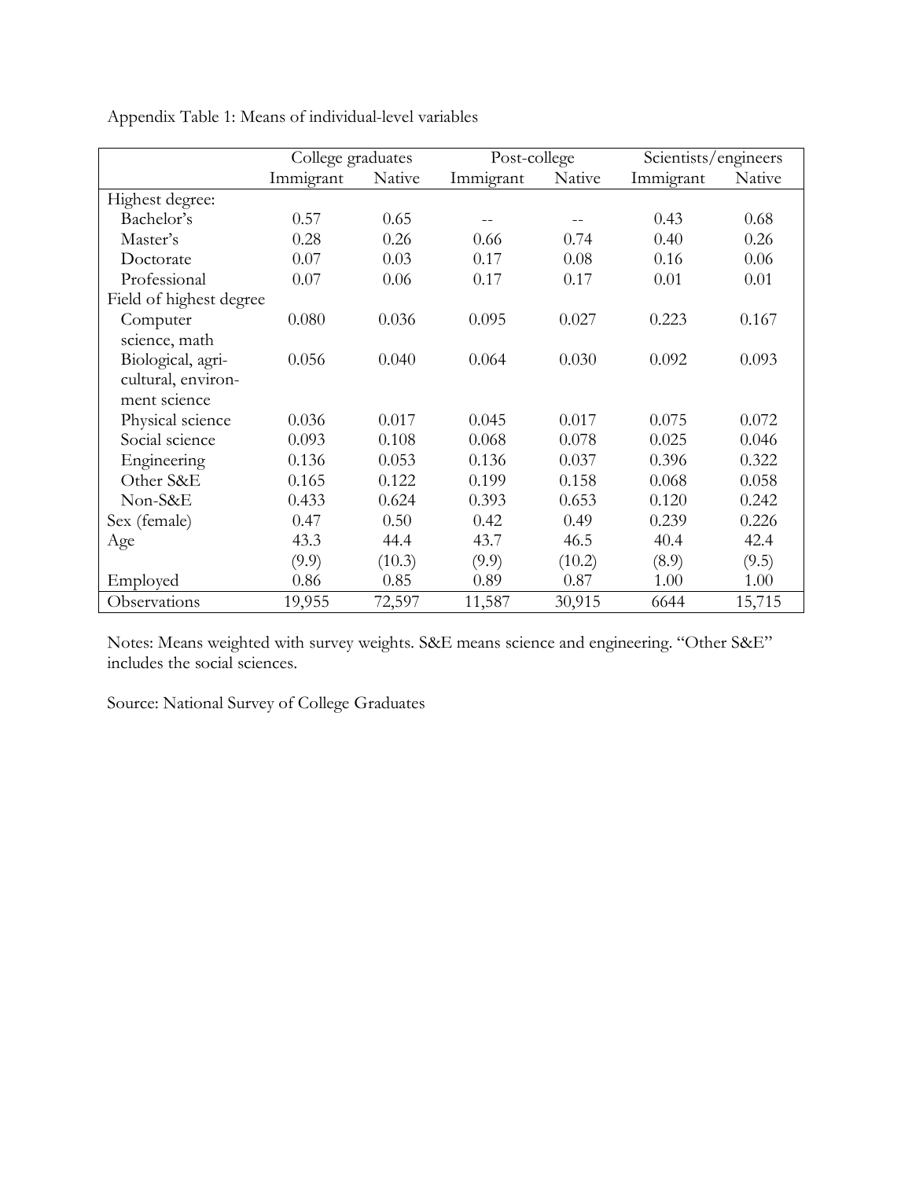Appendix Table 1: Means of individual-level variables

| | College graduates | | Post-college | | Scientists/engineers | |
|---|---|---|---|---|---|---|
| | Immigrant | Native | Immigrant | Native | Immigrant | Native |
| Highest degree: | | | | | | |
| Bachelor's | 0.57 | 0.65 | -- | -- | 0.43 | 0.68 |
| Master's | 0.28 | 0.26 | 0.66 | 0.74 | 0.40 | 0.26 |
| Doctorate | 0.07 | 0.03 | 0.17 | 0.08 | 0.16 | 0.06 |
| Professional | 0.07 | 0.06 | 0.17 | 0.17 | 0.01 | 0.01 |
| Field of highest degree | | | | | | |
| Computer science, math | 0.080 | 0.036 | 0.095 | 0.027 | 0.223 | 0.167 |
| Biological, agri-cultural, environ-ment science | 0.056 | 0.040 | 0.064 | 0.030 | 0.092 | 0.093 |
| Physical science | 0.036 | 0.017 | 0.045 | 0.017 | 0.075 | 0.072 |
| Social science | 0.093 | 0.108 | 0.068 | 0.078 | 0.025 | 0.046 |
| Engineering | 0.136 | 0.053 | 0.136 | 0.037 | 0.396 | 0.322 |
| Other S&E | 0.165 | 0.122 | 0.199 | 0.158 | 0.068 | 0.058 |
| Non-S&E | 0.433 | 0.624 | 0.393 | 0.653 | 0.120 | 0.242 |
| Sex (female) | 0.47 | 0.50 | 0.42 | 0.49 | 0.239 | 0.226 |
| Age | 43.3 | 44.4 | 43.7 | 46.5 | 40.4 | 42.4 |
| | (9.9) | (10.3) | (9.9) | (10.2) | (8.9) | (9.5) |
| Employed | 0.86 | 0.85 | 0.89 | 0.87 | 1.00 | 1.00 |
| Observations | 19,955 | 72,597 | 11,587 | 30,915 | 6644 | 15,715 |

Notes: Means weighted with survey weights. S&E means science and engineering. "Other S&E" includes the social sciences.

Source: National Survey of College Graduates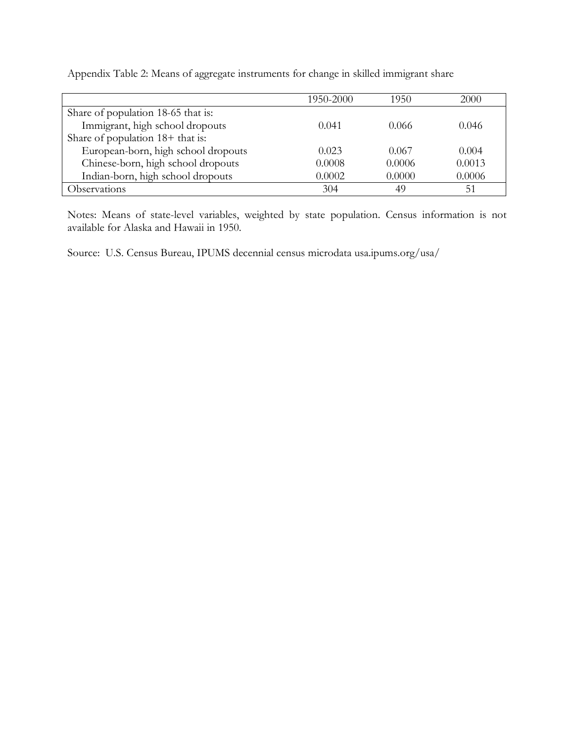Appendix Table 2: Means of aggregate instruments for change in skilled immigrant share

| | 1950-2000 | 1950 | 2000 |
|---|---|---|---|
| Share of population 18-65 that is: | | | |
| Immigrant, high school dropouts | 0.041 | 0.066 | 0.046 |
| Share of population 18+ that is: | | | |
| European-born, high school dropouts | 0.023 | 0.067 | 0.004 |
| Chinese-born, high school dropouts | 0.0008 | 0.0006 | 0.0013 |
| Indian-born, high school dropouts | 0.0002 | 0.0000 | 0.0006 |
| Observations | 304 | 49 | 51 |

Notes: Means of state-level variables, weighted by state population. Census information is not available for Alaska and Hawaii in 1950.

Source: U.S. Census Bureau, IPUMS decennial census microdata usa.ipums.org/usa/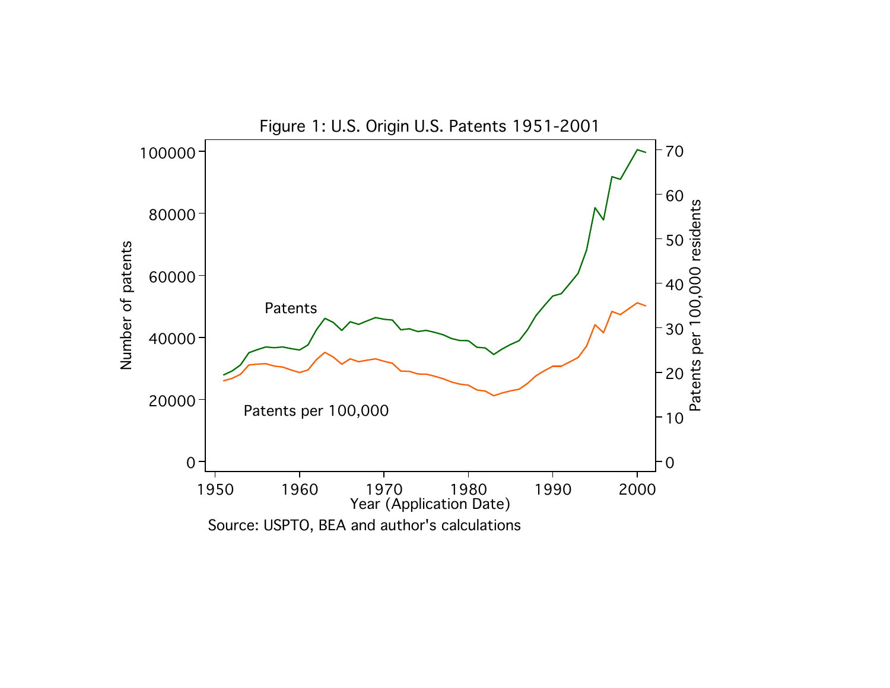Figure 1: U.S. Origin U.S. Patents 1951-2001

Source: USPTO, BEA and author's calculations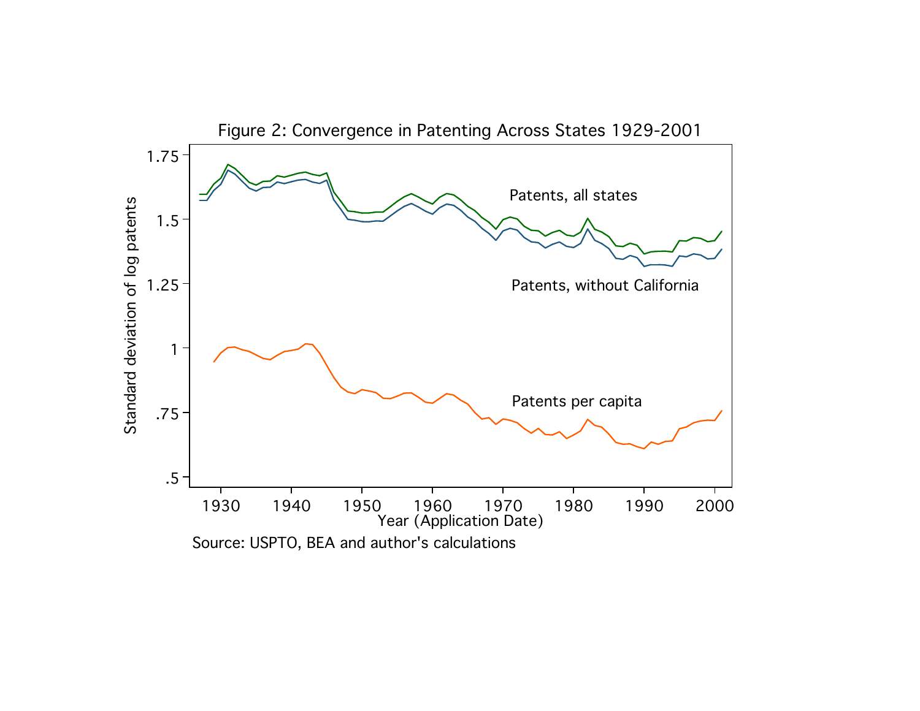Figure 2: Convergence in Patenting Across States 1929-2001

Source: USPTO, BEA and author's calculations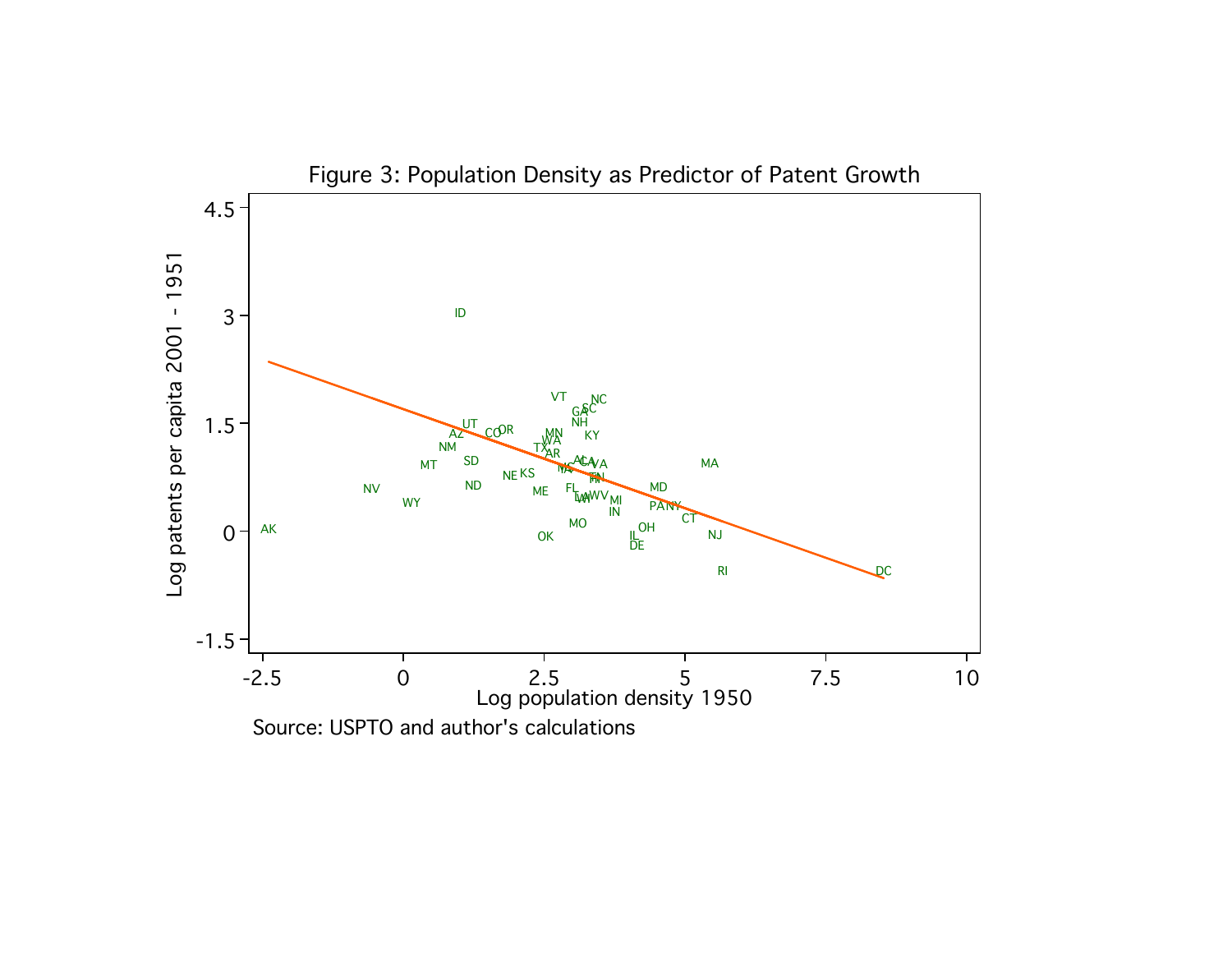Figure 3: Population Density as Predictor of Patent Growth

Log patents per capita 2001 - 1951

4.5
3
1.5
0
-1.5

-2.5
0
2.5
5
7.5
10

Log population density 1950

AK
NV
WY
MT
NM
AZ
UT
SD
ND
CO
OR
NE
KS
ME
TX
WA
MN
AR
IA
MS
AL
CA
VA
TN
FL
LA
WI
WV
MI
IN
VT
GA
SC
NC
NH
KY
ID
OK
MO
IL
DE
OH
MD
PA
NY
CT
MA
NJ
RI
DC
HI

Source: USPTO and author's calculations